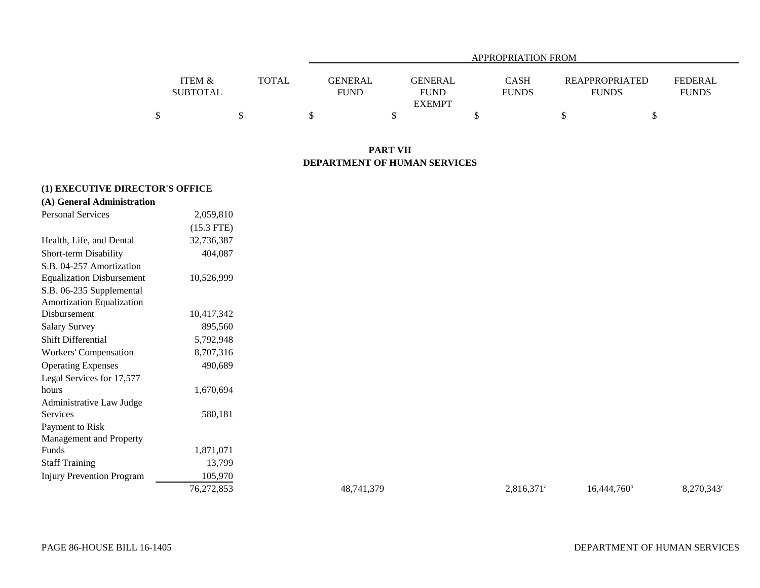| | ITEM & SUBTOTAL | TOTAL | APPROPRIATION FROM | | | | |
|---|---|---|---|---|---|---|---|
| | | | GENERAL FUND | GENERAL FUND EXEMPT | CASH FUNDS | REAPPROPRIATED FUNDS | FEDERAL FUNDS |
| | $ | $ | $ | $ | $ | $ | $ |

## PART VII
## DEPARTMENT OF HUMAN SERVICES

**(1) EXECUTIVE DIRECTOR'S OFFICE**

**(A) General Administration**

| | ITEM & SUBTOTAL | TOTAL | GENERAL FUND | GENERAL FUND EXEMPT | CASH FUNDS | REAPPROPRIATED FUNDS | FEDERAL FUNDS |
|---|---|---|---|---|---|---|---|
| Personal Services | 2,059,810 | | | | | | |
| | (15.3 FTE) | | | | | | |
| Health, Life, and Dental | 32,736,387 | | | | | | |
| Short-term Disability | 404,087 | | | | | | |
| S.B. 04-257 Amortization Equalization Disbursement | 10,526,999 | | | | | | |
| S.B. 06-235 Supplemental Amortization Equalization Disbursement | 10,417,342 | | | | | | |
| Salary Survey | 895,560 | | | | | | |
| Shift Differential | 5,792,948 | | | | | | |
| Workers' Compensation | 8,707,316 | | | | | | |
| Operating Expenses | 490,689 | | | | | | |
| Legal Services for 17,577 hours | 1,670,694 | | | | | | |
| Administrative Law Judge Services | 580,181 | | | | | | |
| Payment to Risk Management and Property Funds | 1,871,071 | | | | | | |
| Staff Training | 13,799 | | | | | | |
| Injury Prevention Program | 105,970 | | | | | | |
| | 76,272,853 | | 48,741,379 | | 2,816,371[a] | 16,444,760[b] | 8,270,343[c] |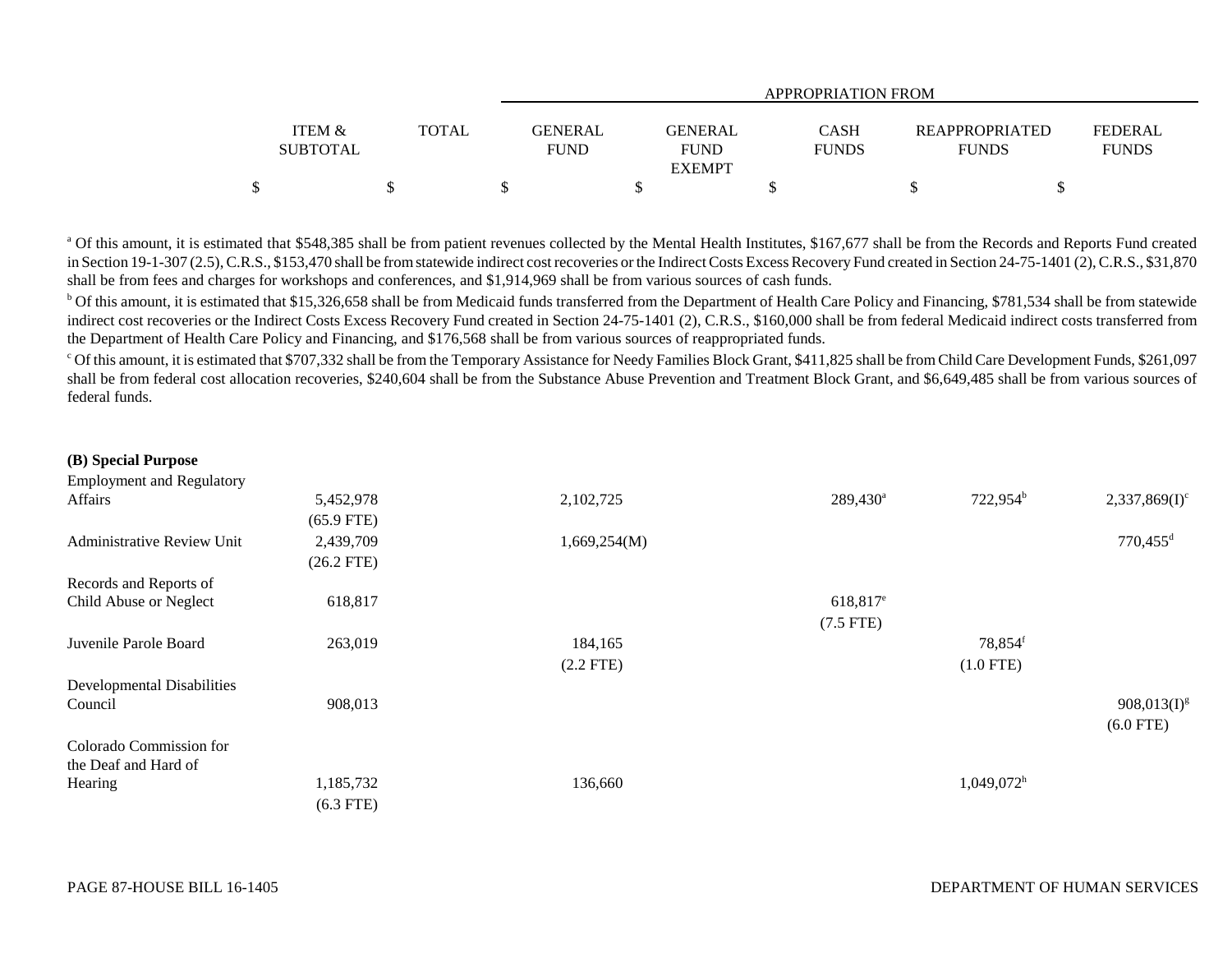| | ITEM & SUBTOTAL | TOTAL | APPROPRIATION FROM GENERAL FUND | GENERAL FUND EXEMPT | CASH FUNDS | REAPPROPRIATED FUNDS | FEDERAL FUNDS |
|---|---|---|---|---|---|---|---|
| | $ | $ | $ | $ | $ | $ | $ |

[a] Of this amount, it is estimated that $548,385 shall be from patient revenues collected by the Mental Health Institutes, $167,677 shall be from the Records and Reports Fund created in Section 19-1-307 (2.5), C.R.S., $153,470 shall be from statewide indirect cost recoveries or the Indirect Costs Excess Recovery Fund created in Section 24-75-1401 (2), C.R.S., $31,870 shall be from fees and charges for workshops and conferences, and $1,914,969 shall be from various sources of cash funds.

[b] Of this amount, it is estimated that $15,326,658 shall be from Medicaid funds transferred from the Department of Health Care Policy and Financing, $781,534 shall be from statewide indirect cost recoveries or the Indirect Costs Excess Recovery Fund created in Section 24-75-1401 (2), C.R.S., $160,000 shall be from federal Medicaid indirect costs transferred from the Department of Health Care Policy and Financing, and $176,568 shall be from various sources of reappropriated funds.

[c] Of this amount, it is estimated that $707,332 shall be from the Temporary Assistance for Needy Families Block Grant, $411,825 shall be from Child Care Development Funds, $261,097 shall be from federal cost allocation recoveries, $240,604 shall be from the Substance Abuse Prevention and Treatment Block Grant, and $6,649,485 shall be from various sources of federal funds.

**(B) Special Purpose**

| | ITEM & SUBTOTAL | TOTAL | GENERAL FUND | GENERAL FUND EXEMPT | CASH FUNDS | REAPPROPRIATED FUNDS | FEDERAL FUNDS |
|---|---|---|---|---|---|---|---|
| Employment and Regulatory Affairs | 5,452,978 (65.9 FTE) | | 2,102,725 | | 289,430[a] | 722,954[b] | 2,337,869(I)[c] |
| Administrative Review Unit | 2,439,709 (26.2 FTE) | | 1,669,254(M) | | | | 770,455[d] |
| Records and Reports of Child Abuse or Neglect | 618,817 | | | | 618,817[e] (7.5 FTE) | | |
| Juvenile Parole Board | 263,019 | | 184,165 (2.2 FTE) | | | 78,854[f] (1.0 FTE) | |
| Developmental Disabilities Council | 908,013 | | | | | | 908,013(I)[g] (6.0 FTE) |
| Colorado Commission for the Deaf and Hard of Hearing | 1,185,732 (6.3 FTE) | | 136,660 | | | 1,049,072[h] | |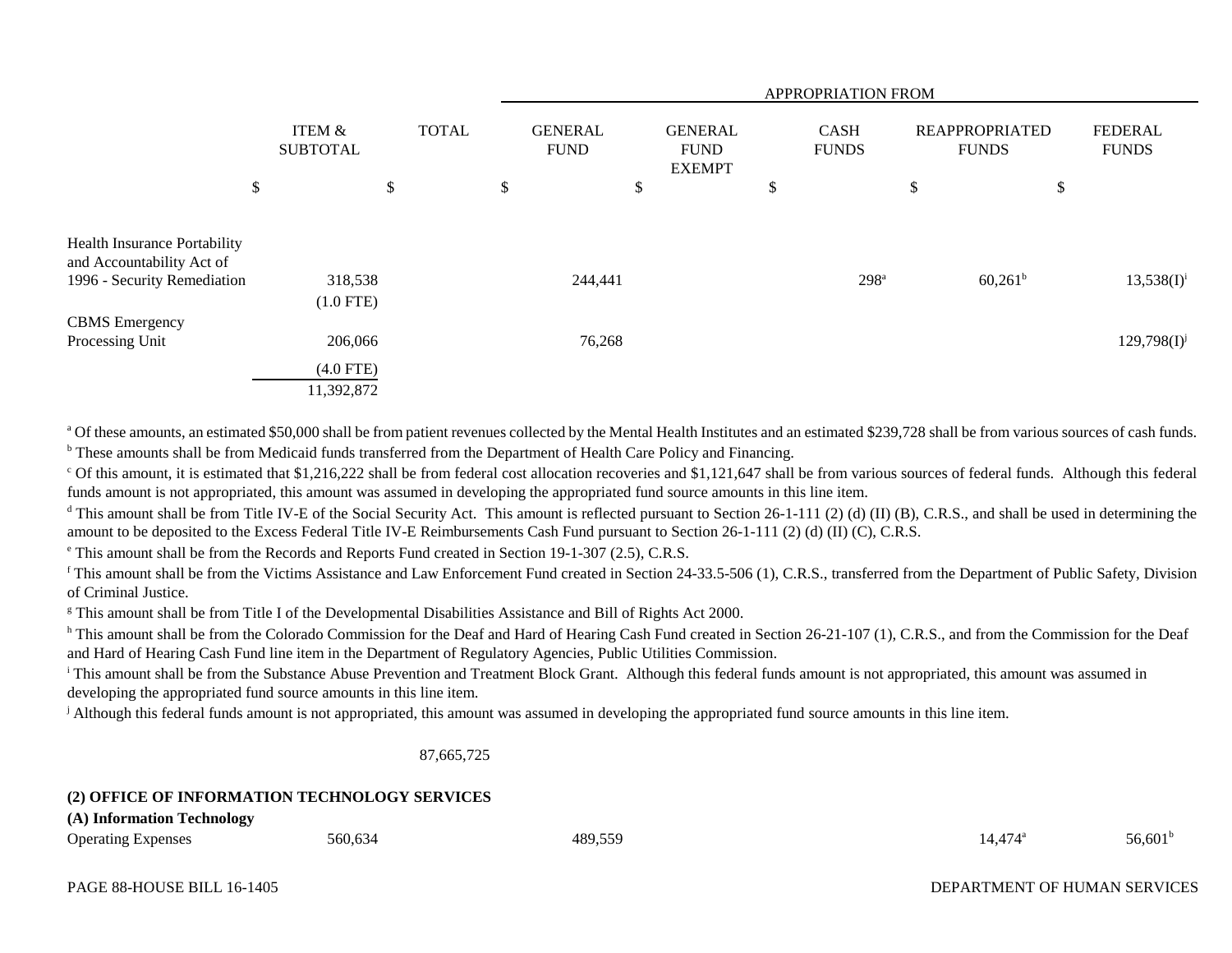| | ITEM & SUBTOTAL | TOTAL | APPROPRIATION FROM GENERAL FUND | GENERAL FUND EXEMPT | CASH FUNDS | REAPPROPRIATED FUNDS | FEDERAL FUNDS |
|---|---|---|---|---|---|---|---|
| | $ | $ | $ | $ | $ | $ | $ |
| Health Insurance Portability and Accountability Act of 1996 - Security Remediation | 318,538 (1.0 FTE) | | 244,441 | | 298[a] | 60,261[b] | 13,538(I)[i] |
| CBMS Emergency Processing Unit | 206,066 (4.0 FTE) | | 76,268 | | | | 129,798(I)[j] |
| | 11,392,872 | | | | | | |

[a] Of these amounts, an estimated $50,000 shall be from patient revenues collected by the Mental Health Institutes and an estimated $239,728 shall be from various sources of cash funds.

[b] These amounts shall be from Medicaid funds transferred from the Department of Health Care Policy and Financing.

[c] Of this amount, it is estimated that $1,216,222 shall be from federal cost allocation recoveries and $1,121,647 shall be from various sources of federal funds. Although this federal funds amount is not appropriated, this amount was assumed in developing the appropriated fund source amounts in this line item.

[d] This amount shall be from Title IV-E of the Social Security Act. This amount is reflected pursuant to Section 26-1-111 (2) (d) (II) (B), C.R.S., and shall be used in determining the amount to be deposited to the Excess Federal Title IV-E Reimbursements Cash Fund pursuant to Section 26-1-111 (2) (d) (II) (C), C.R.S.

[e] This amount shall be from the Records and Reports Fund created in Section 19-1-307 (2.5), C.R.S.

[f] This amount shall be from the Victims Assistance and Law Enforcement Fund created in Section 24-33.5-506 (1), C.R.S., transferred from the Department of Public Safety, Division of Criminal Justice.

[g] This amount shall be from Title I of the Developmental Disabilities Assistance and Bill of Rights Act 2000.

[h] This amount shall be from the Colorado Commission for the Deaf and Hard of Hearing Cash Fund created in Section 26-21-107 (1), C.R.S., and from the Commission for the Deaf and Hard of Hearing Cash Fund line item in the Department of Regulatory Agencies, Public Utilities Commission.

[i] This amount shall be from the Substance Abuse Prevention and Treatment Block Grant. Although this federal funds amount is not appropriated, this amount was assumed in developing the appropriated fund source amounts in this line item.

[j] Although this federal funds amount is not appropriated, this amount was assumed in developing the appropriated fund source amounts in this line item.

| | ITEM & SUBTOTAL | TOTAL | GENERAL FUND | GENERAL FUND EXEMPT | CASH FUNDS | REAPPROPRIATED FUNDS | FEDERAL FUNDS |
|---|---|---|---|---|---|---|---|
| | | 87,665,725 | | | | | |

**(2) OFFICE OF INFORMATION TECHNOLOGY SERVICES**

**(A) Information Technology**

| | ITEM & SUBTOTAL | TOTAL | GENERAL FUND | GENERAL FUND EXEMPT | CASH FUNDS | REAPPROPRIATED FUNDS | FEDERAL FUNDS |
|---|---|---|---|---|---|---|---|
| Operating Expenses | 560,634 | | 489,559 | | | 14,474[a] | 56,601[b] |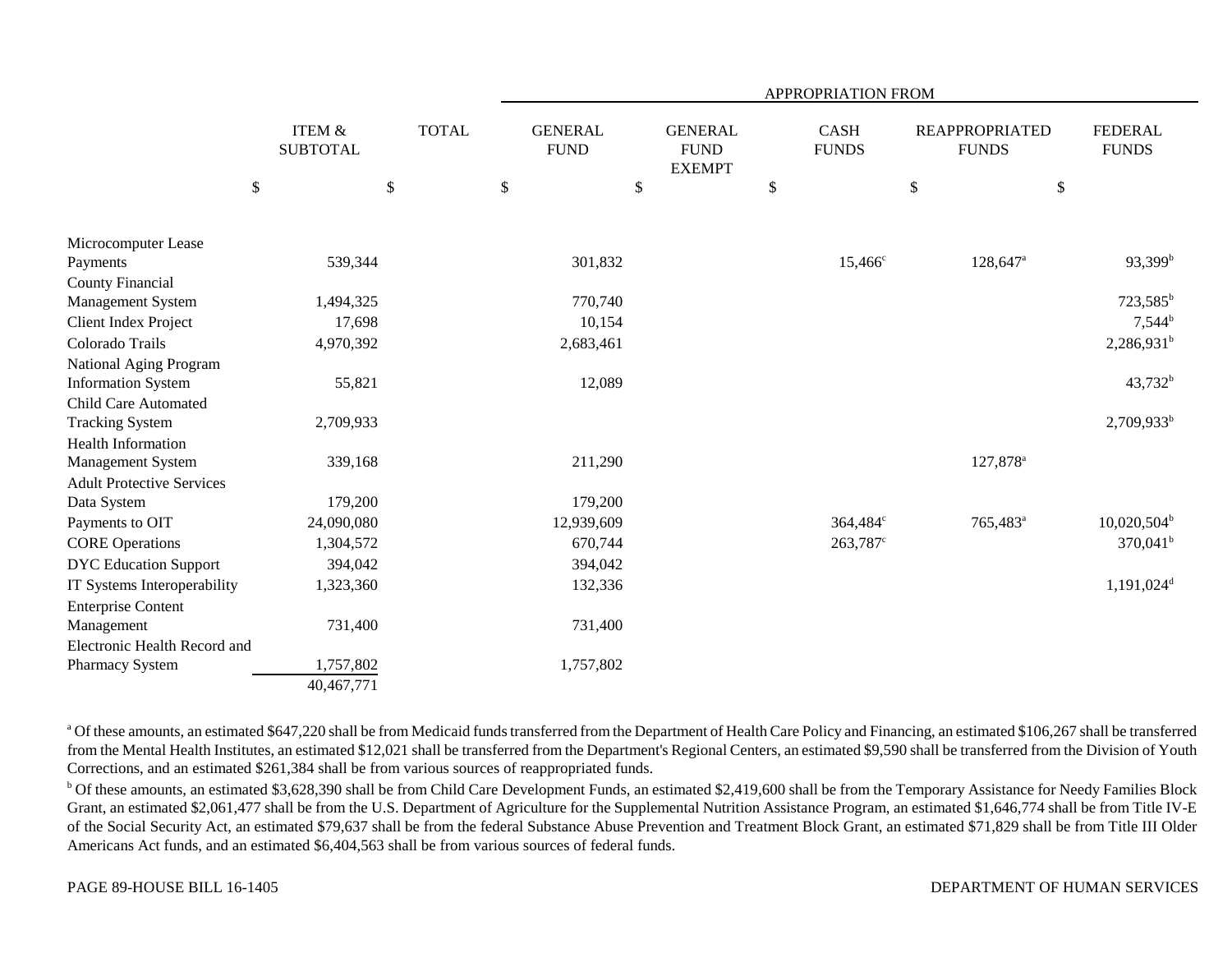| | ITEM & SUBTOTAL | TOTAL | APPROPRIATION FROM GENERAL FUND | GENERAL FUND EXEMPT | CASH FUNDS | REAPPROPRIATED FUNDS | FEDERAL FUNDS |
|---|---|---|---|---|---|---|---|
| | $ | $ | $ | $ | $ | $ | $ |
| Microcomputer Lease Payments | 539,344 | | 301,832 | | 15,466[c] | 128,647[a] | 93,399[b] |
| County Financial Management System | 1,494,325 | | 770,740 | | | | 723,585[b] |
| Client Index Project | 17,698 | | 10,154 | | | | 7,544[b] |
| Colorado Trails | 4,970,392 | | 2,683,461 | | | | 2,286,931[b] |
| National Aging Program Information System | 55,821 | | 12,089 | | | | 43,732[b] |
| Child Care Automated Tracking System | 2,709,933 | | | | | | 2,709,933[b] |
| Health Information Management System | 339,168 | | 211,290 | | | 127,878[a] | |
| Adult Protective Services Data System | 179,200 | | 179,200 | | | | |
| Payments to OIT | 24,090,080 | | 12,939,609 | | 364,484[c] | 765,483[a] | 10,020,504[b] |
| CORE Operations | 1,304,572 | | 670,744 | | 263,787[c] | | 370,041[b] |
| DYC Education Support | 394,042 | | 394,042 | | | | |
| IT Systems Interoperability | 1,323,360 | | 132,336 | | | | 1,191,024[d] |
| Enterprise Content Management | 731,400 | | 731,400 | | | | |
| Electronic Health Record and Pharmacy System | 1,757,802 | | 1,757,802 | | | | |
| | 40,467,771 | | | | | | |

[a] Of these amounts, an estimated $647,220 shall be from Medicaid funds transferred from the Department of Health Care Policy and Financing, an estimated $106,267 shall be transferred from the Mental Health Institutes, an estimated $12,021 shall be transferred from the Department's Regional Centers, an estimated $9,590 shall be transferred from the Division of Youth Corrections, and an estimated $261,384 shall be from various sources of reappropriated funds.

[b] Of these amounts, an estimated $3,628,390 shall be from Child Care Development Funds, an estimated $2,419,600 shall be from the Temporary Assistance for Needy Families Block Grant, an estimated $2,061,477 shall be from the U.S. Department of Agriculture for the Supplemental Nutrition Assistance Program, an estimated $1,646,774 shall be from Title IV-E of the Social Security Act, an estimated $79,637 shall be from the federal Substance Abuse Prevention and Treatment Block Grant, an estimated $71,829 shall be from Title III Older Americans Act funds, and an estimated $6,404,563 shall be from various sources of federal funds.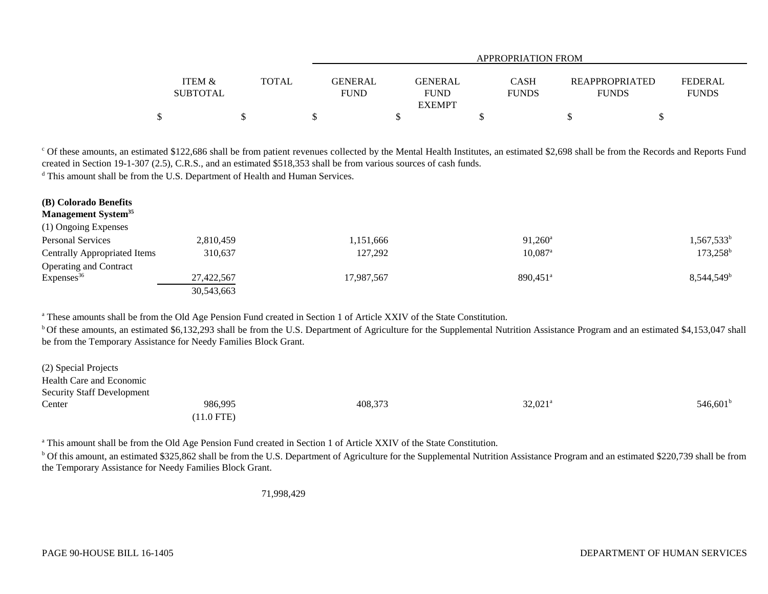| | ITEM & SUBTOTAL | TOTAL | APPROPRIATION FROM GENERAL FUND | GENERAL FUND EXEMPT | CASH FUNDS | REAPPROPRIATED FUNDS | FEDERAL FUNDS |
|---|---|---|---|---|---|---|---|
| | $ | $ | $ | $ | $ | $ | $ |

[c] Of these amounts, an estimated $122,686 shall be from patient revenues collected by the Mental Health Institutes, an estimated $2,698 shall be from the Records and Reports Fund created in Section 19-1-307 (2.5), C.R.S., and an estimated $518,353 shall be from various sources of cash funds.

[d] This amount shall be from the U.S. Department of Health and Human Services.

**(B) Colorado Benefits Management System[35]**

(1) Ongoing Expenses

| | ITEM & SUBTOTAL | TOTAL | GENERAL FUND | GENERAL FUND EXEMPT | CASH FUNDS | REAPPROPRIATED FUNDS | FEDERAL FUNDS |
|---|---|---|---|---|---|---|---|
| Personal Services | 2,810,459 | | 1,151,666 | | 91,260[a] | | 1,567,533[b] |
| Centrally Appropriated Items | 310,637 | | 127,292 | | 10,087[a] | | 173,258[b] |
| Operating and Contract Expenses[36] | 27,422,567 | | 17,987,567 | | 890,451[a] | | 8,544,549[b] |
| | 30,543,663 | | | | | | |

[a] These amounts shall be from the Old Age Pension Fund created in Section 1 of Article XXIV of the State Constitution.

[b] Of these amounts, an estimated $6,132,293 shall be from the U.S. Department of Agriculture for the Supplemental Nutrition Assistance Program and an estimated $4,153,047 shall be from the Temporary Assistance for Needy Families Block Grant.

(2) Special Projects

| | ITEM & SUBTOTAL | TOTAL | GENERAL FUND | GENERAL FUND EXEMPT | CASH FUNDS | REAPPROPRIATED FUNDS | FEDERAL FUNDS |
|---|---|---|---|---|---|---|---|
| Health Care and Economic Security Staff Development Center | 986,995<br>(11.0 FTE) | | 408,373 | | 32,021[a] | | 546,601[b] |

[a] This amount shall be from the Old Age Pension Fund created in Section 1 of Article XXIV of the State Constitution.

[b] Of this amount, an estimated $325,862 shall be from the U.S. Department of Agriculture for the Supplemental Nutrition Assistance Program and an estimated $220,739 shall be from the Temporary Assistance for Needy Families Block Grant.

| | ITEM & SUBTOTAL | TOTAL | GENERAL FUND | GENERAL FUND EXEMPT | CASH FUNDS | REAPPROPRIATED FUNDS | FEDERAL FUNDS |
|---|---|---|---|---|---|---|---|
| | | 71,998,429 | | | | | |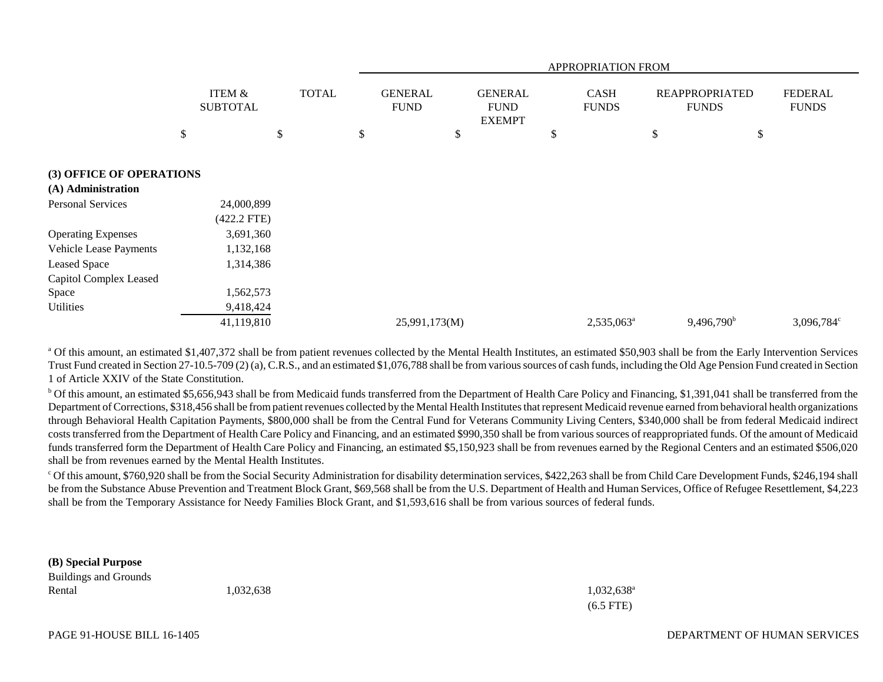| | ITEM & SUBTOTAL | TOTAL | APPROPRIATION FROM GENERAL FUND | GENERAL FUND EXEMPT | CASH FUNDS | REAPPROPRIATED FUNDS | FEDERAL FUNDS |
|---|---|---|---|---|---|---|---|
| | $ | $ | $ | $ | $ | $ | $ |
| **(3) OFFICE OF OPERATIONS** | | | | | | | |
| **(A) Administration** | | | | | | | |
| Personal Services | 24,000,899 | | | | | | |
| | (422.2 FTE) | | | | | | |
| Operating Expenses | 3,691,360 | | | | | | |
| Vehicle Lease Payments | 1,132,168 | | | | | | |
| Leased Space | 1,314,386 | | | | | | |
| Capitol Complex Leased Space | 1,562,573 | | | | | | |
| Utilities | 9,418,424 | | | | | | |
| | 41,119,810 | | 25,991,173(M) | | 2,535,063[a] | 9,496,790[b] | 3,096,784[c] |

[a] Of this amount, an estimated $1,407,372 shall be from patient revenues collected by the Mental Health Institutes, an estimated $50,903 shall be from the Early Intervention Services Trust Fund created in Section 27-10.5-709 (2) (a), C.R.S., and an estimated $1,076,788 shall be from various sources of cash funds, including the Old Age Pension Fund created in Section 1 of Article XXIV of the State Constitution.

[b] Of this amount, an estimated $5,656,943 shall be from Medicaid funds transferred from the Department of Health Care Policy and Financing, $1,391,041 shall be transferred from the Department of Corrections, $318,456 shall be from patient revenues collected by the Mental Health Institutes that represent Medicaid revenue earned from behavioral health organizations through Behavioral Health Capitation Payments, $800,000 shall be from the Central Fund for Veterans Community Living Centers, $340,000 shall be from federal Medicaid indirect costs transferred from the Department of Health Care Policy and Financing, and an estimated $990,350 shall be from various sources of reappropriated funds. Of the amount of Medicaid funds transferred form the Department of Health Care Policy and Financing, an estimated $5,150,923 shall be from revenues earned by the Regional Centers and an estimated $506,020 shall be from revenues earned by the Mental Health Institutes.

[c] Of this amount, $760,920 shall be from the Social Security Administration for disability determination services, $422,263 shall be from Child Care Development Funds, $246,194 shall be from the Substance Abuse Prevention and Treatment Block Grant, $69,568 shall be from the U.S. Department of Health and Human Services, Office of Refugee Resettlement, $4,223 shall be from the Temporary Assistance for Needy Families Block Grant, and $1,593,616 shall be from various sources of federal funds.

| | ITEM & SUBTOTAL | TOTAL | GENERAL FUND | GENERAL FUND EXEMPT | CASH FUNDS | REAPPROPRIATED FUNDS | FEDERAL FUNDS |
|---|---|---|---|---|---|---|---|
| **(B) Special Purpose** | | | | | | | |
| Buildings and Grounds Rental | 1,032,638 | | | | 1,032,638[a] | | |
| | | | | | (6.5 FTE) | | |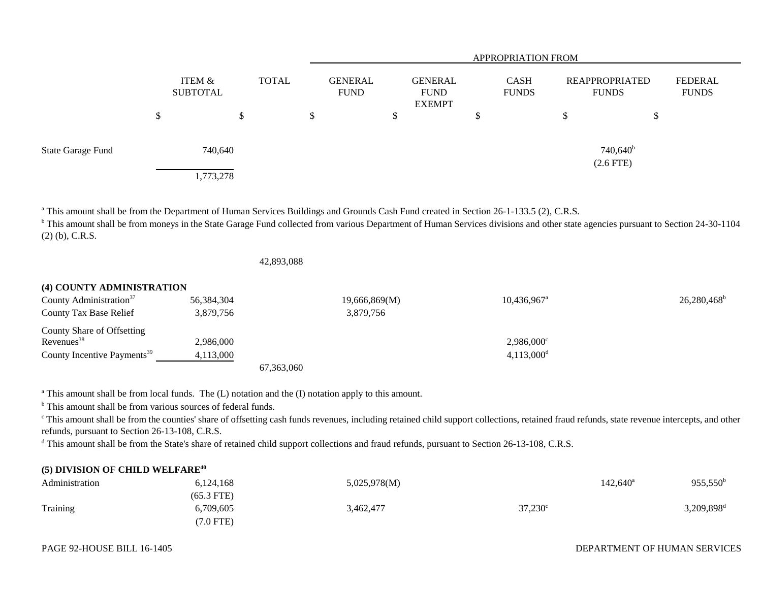| | ITEM & SUBTOTAL | TOTAL | APPROPRIATION FROM GENERAL FUND | GENERAL FUND EXEMPT | CASH FUNDS | REAPPROPRIATED FUNDS | FEDERAL FUNDS |
|---|---|---|---|---|---|---|---|
| | $ | $ | $ | $ | $ | $ | $ |
| State Garage Fund | 740,640 | | | | | 740,640[b] (2.6 FTE) | |
| | 1,773,278 | | | | | | |

[a] This amount shall be from the Department of Human Services Buildings and Grounds Cash Fund created in Section 26-1-133.5 (2), C.R.S.

[b] This amount shall be from moneys in the State Garage Fund collected from various Department of Human Services divisions and other state agencies pursuant to Section 24-30-1104 (2) (b), C.R.S.

| | ITEM & SUBTOTAL | TOTAL | GENERAL FUND | GENERAL FUND EXEMPT | CASH FUNDS | REAPPROPRIATED FUNDS | FEDERAL FUNDS |
|---|---|---|---|---|---|---|---|
| | | 42,893,088 | | | | | |
| **(4) COUNTY ADMINISTRATION** | | | | | | | |
| County Administration[37] | 56,384,304 | | 19,666,869(M) | | 10,436,967[a] | | 26,280,468[b] |
| County Tax Base Relief | 3,879,756 | | 3,879,756 | | | | |
| County Share of Offsetting Revenues[38] | 2,986,000 | | | | 2,986,000[c] | | |
| County Incentive Payments[39] | 4,113,000 | | | | 4,113,000[d] | | |
| | | 67,363,060 | | | | | |

[a] This amount shall be from local funds. The (L) notation and the (I) notation apply to this amount.

[b] This amount shall be from various sources of federal funds.

[c] This amount shall be from the counties' share of offsetting cash funds revenues, including retained child support collections, retained fraud refunds, state revenue intercepts, and other refunds, pursuant to Section 26-13-108, C.R.S.

[d] This amount shall be from the State's share of retained child support collections and fraud refunds, pursuant to Section 26-13-108, C.R.S.

| | ITEM & SUBTOTAL | TOTAL | GENERAL FUND | GENERAL FUND EXEMPT | CASH FUNDS | REAPPROPRIATED FUNDS | FEDERAL FUNDS |
|---|---|---|---|---|---|---|---|
| **(5) DIVISION OF CHILD WELFARE[40]** | | | | | | | |
| Administration | 6,124,168 (65.3 FTE) | | 5,025,978(M) | | | 142,640[a] | 955,550[b] |
| Training | 6,709,605 (7.0 FTE) | | 3,462,477 | | 37,230[c] | | 3,209,898[d] |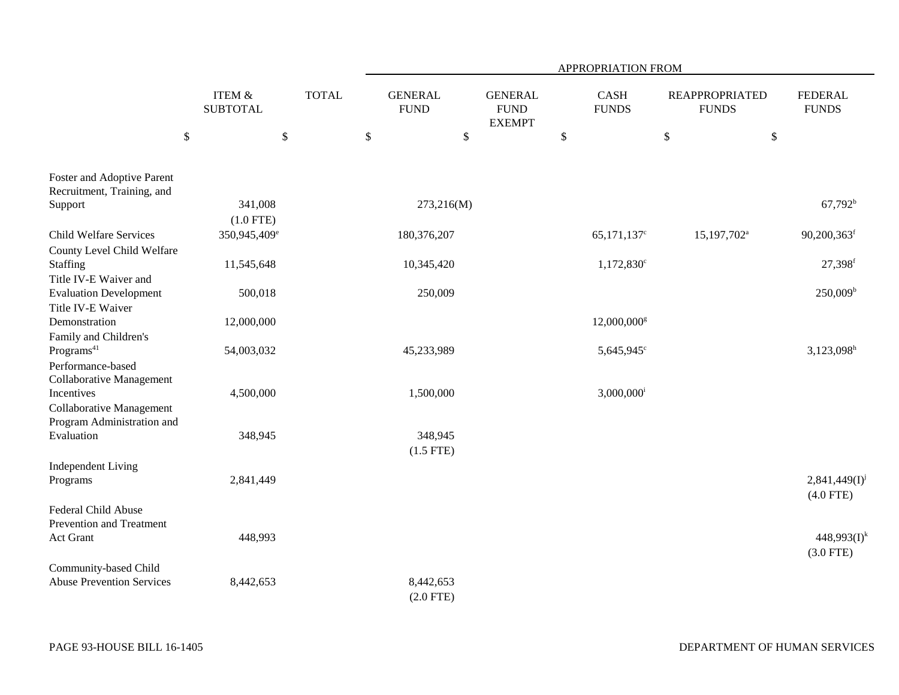| | ITEM & SUBTOTAL | TOTAL | APPROPRIATION FROM | | | | |
|---|---|---|---|---|---|---|---|
| | | | GENERAL FUND | GENERAL FUND EXEMPT | CASH FUNDS | REAPPROPRIATED FUNDS | FEDERAL FUNDS |
| | $ | $ | $ | $ | $ | $ | $ |
| Foster and Adoptive Parent Recruitment, Training, and Support | 341,008 (1.0 FTE) | | 273,216(M) | | | | 67,792[b] |
| Child Welfare Services | 350,945,409[e] | | 180,376,207 | | 65,171,137[c] | 15,197,702[a] | 90,200,363[f] |
| County Level Child Welfare Staffing | 11,545,648 | | 10,345,420 | | 1,172,830[c] | | 27,398[f] |
| Title IV-E Waiver and Evaluation Development | 500,018 | | 250,009 | | | | 250,009[b] |
| Title IV-E Waiver Demonstration | 12,000,000 | | | | 12,000,000[g] | | |
| Family and Children's Programs[41] | 54,003,032 | | 45,233,989 | | 5,645,945[c] | | 3,123,098[h] |
| Performance-based Collaborative Management Incentives | 4,500,000 | | 1,500,000 | | 3,000,000[i] | | |
| Collaborative Management Program Administration and Evaluation | 348,945 | | 348,945 (1.5 FTE) | | | | |
| Independent Living Programs | 2,841,449 | | | | | | 2,841,449(I)[j] (4.0 FTE) |
| Federal Child Abuse Prevention and Treatment Act Grant | 448,993 | | | | | | 448,993(I)[k] (3.0 FTE) |
| Community-based Child Abuse Prevention Services | 8,442,653 | | 8,442,653 (2.0 FTE) | | | | |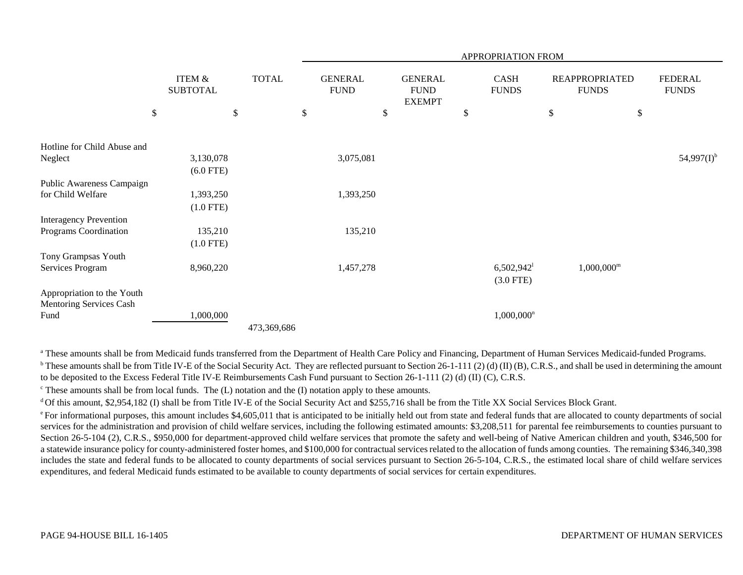| | ITEM & SUBTOTAL | TOTAL | APPROPRIATION FROM | | | | |
|---|---|---|---|---|---|---|---|
| | | | GENERAL FUND | GENERAL FUND EXEMPT | CASH FUNDS | REAPPROPRIATED FUNDS | FEDERAL FUNDS |
| | $ | $ | $ | $ | $ | $ | $ |
| Hotline for Child Abuse and Neglect | 3,130,078 (6.0 FTE) | | 3,075,081 | | | | 54,997(I)[b] |
| Public Awareness Campaign for Child Welfare | 1,393,250 (1.0 FTE) | | 1,393,250 | | | | |
| Interagency Prevention Programs Coordination | 135,210 (1.0 FTE) | | 135,210 | | | | |
| Tony Grampsas Youth Services Program | 8,960,220 | | 1,457,278 | | 6,502,942[l] (3.0 FTE) | 1,000,000[m] | |
| Appropriation to the Youth Mentoring Services Cash Fund | 1,000,000 | | | | 1,000,000[n] | | |
| | | 473,369,686 | | | | | |

[a] These amounts shall be from Medicaid funds transferred from the Department of Health Care Policy and Financing, Department of Human Services Medicaid-funded Programs.

[b] These amounts shall be from Title IV-E of the Social Security Act. They are reflected pursuant to Section 26-1-111 (2) (d) (II) (B), C.R.S., and shall be used in determining the amount to be deposited to the Excess Federal Title IV-E Reimbursements Cash Fund pursuant to Section 26-1-111 (2) (d) (II) (C), C.R.S.

[c] These amounts shall be from local funds. The (L) notation and the (I) notation apply to these amounts.

[d] Of this amount, $2,954,182 (I) shall be from Title IV-E of the Social Security Act and $255,716 shall be from the Title XX Social Services Block Grant.

[e] For informational purposes, this amount includes $4,605,011 that is anticipated to be initially held out from state and federal funds that are allocated to county departments of social services for the administration and provision of child welfare services, including the following estimated amounts: $3,208,511 for parental fee reimbursements to counties pursuant to Section 26-5-104 (2), C.R.S., $950,000 for department-approved child welfare services that promote the safety and well-being of Native American children and youth, $346,500 for a statewide insurance policy for county-administered foster homes, and $100,000 for contractual services related to the allocation of funds among counties. The remaining $346,340,398 includes the state and federal funds to be allocated to county departments of social services pursuant to Section 26-5-104, C.R.S., the estimated local share of child welfare services expenditures, and federal Medicaid funds estimated to be available to county departments of social services for certain expenditures.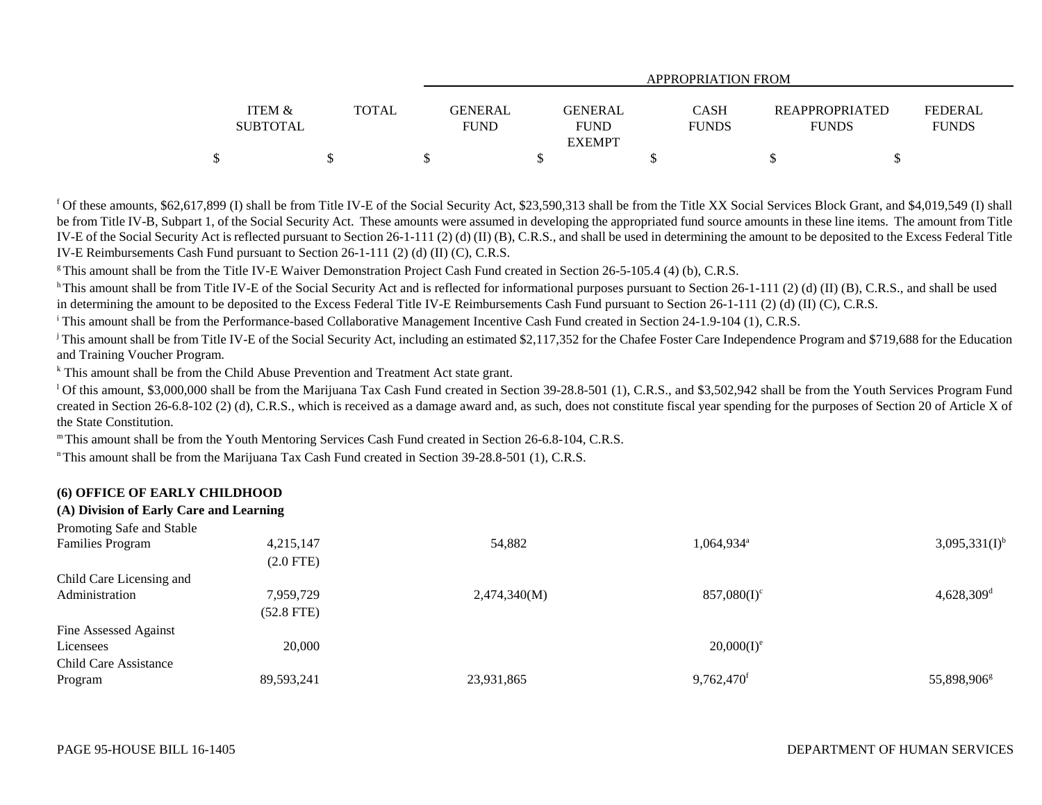| | ITEM & SUBTOTAL | TOTAL | GENERAL FUND | GENERAL FUND EXEMPT | CASH FUNDS | REAPPROPRIATED FUNDS | FEDERAL FUNDS |
|---|---|---|---|---|---|---|---|
| | $ | $ | $ | $ | $ | $ | $ |

[f] Of these amounts, $62,617,899 (I) shall be from Title IV-E of the Social Security Act, $23,590,313 shall be from the Title XX Social Services Block Grant, and $4,019,549 (I) shall be from Title IV-B, Subpart 1, of the Social Security Act. These amounts were assumed in developing the appropriated fund source amounts in these line items. The amount from Title IV-E of the Social Security Act is reflected pursuant to Section 26-1-111 (2) (d) (II) (B), C.R.S., and shall be used in determining the amount to be deposited to the Excess Federal Title IV-E Reimbursements Cash Fund pursuant to Section 26-1-111 (2) (d) (II) (C), C.R.S.

[g] This amount shall be from the Title IV-E Waiver Demonstration Project Cash Fund created in Section 26-5-105.4 (4) (b), C.R.S.

[h] This amount shall be from Title IV-E of the Social Security Act and is reflected for informational purposes pursuant to Section 26-1-111 (2) (d) (II) (B), C.R.S., and shall be used in determining the amount to be deposited to the Excess Federal Title IV-E Reimbursements Cash Fund pursuant to Section 26-1-111 (2) (d) (II) (C), C.R.S.

[i] This amount shall be from the Performance-based Collaborative Management Incentive Cash Fund created in Section 24-1.9-104 (1), C.R.S.

[j] This amount shall be from Title IV-E of the Social Security Act, including an estimated $2,117,352 for the Chafee Foster Care Independence Program and $719,688 for the Education and Training Voucher Program.

[k] This amount shall be from the Child Abuse Prevention and Treatment Act state grant.

[l] Of this amount, $3,000,000 shall be from the Marijuana Tax Cash Fund created in Section 39-28.8-501 (1), C.R.S., and $3,502,942 shall be from the Youth Services Program Fund created in Section 26-6.8-102 (2) (d), C.R.S., which is received as a damage award and, as such, does not constitute fiscal year spending for the purposes of Section 20 of Article X of the State Constitution.

[m] This amount shall be from the Youth Mentoring Services Cash Fund created in Section 26-6.8-104, C.R.S.

[n] This amount shall be from the Marijuana Tax Cash Fund created in Section 39-28.8-501 (1), C.R.S.

**(6) OFFICE OF EARLY CHILDHOOD**

**(A) Division of Early Care and Learning**

| | ITEM & SUBTOTAL | TOTAL | GENERAL FUND | GENERAL FUND EXEMPT | CASH FUNDS | REAPPROPRIATED FUNDS | FEDERAL FUNDS |
|---|---|---|---|---|---|---|---|
| Promoting Safe and Stable Families Program | 4,215,147 (2.0 FTE) | | 54,882 | | 1,064,934[a] | | 3,095,331(I)[b] |
| Child Care Licensing and Administration | 7,959,729 (52.8 FTE) | | 2,474,340(M) | | 857,080(I)[c] | | 4,628,309[d] |
| Fine Assessed Against Licensees | 20,000 | | | | 20,000(I)[e] | | |
| Child Care Assistance Program | 89,593,241 | | 23,931,865 | | 9,762,470[f] | | 55,898,906[g] |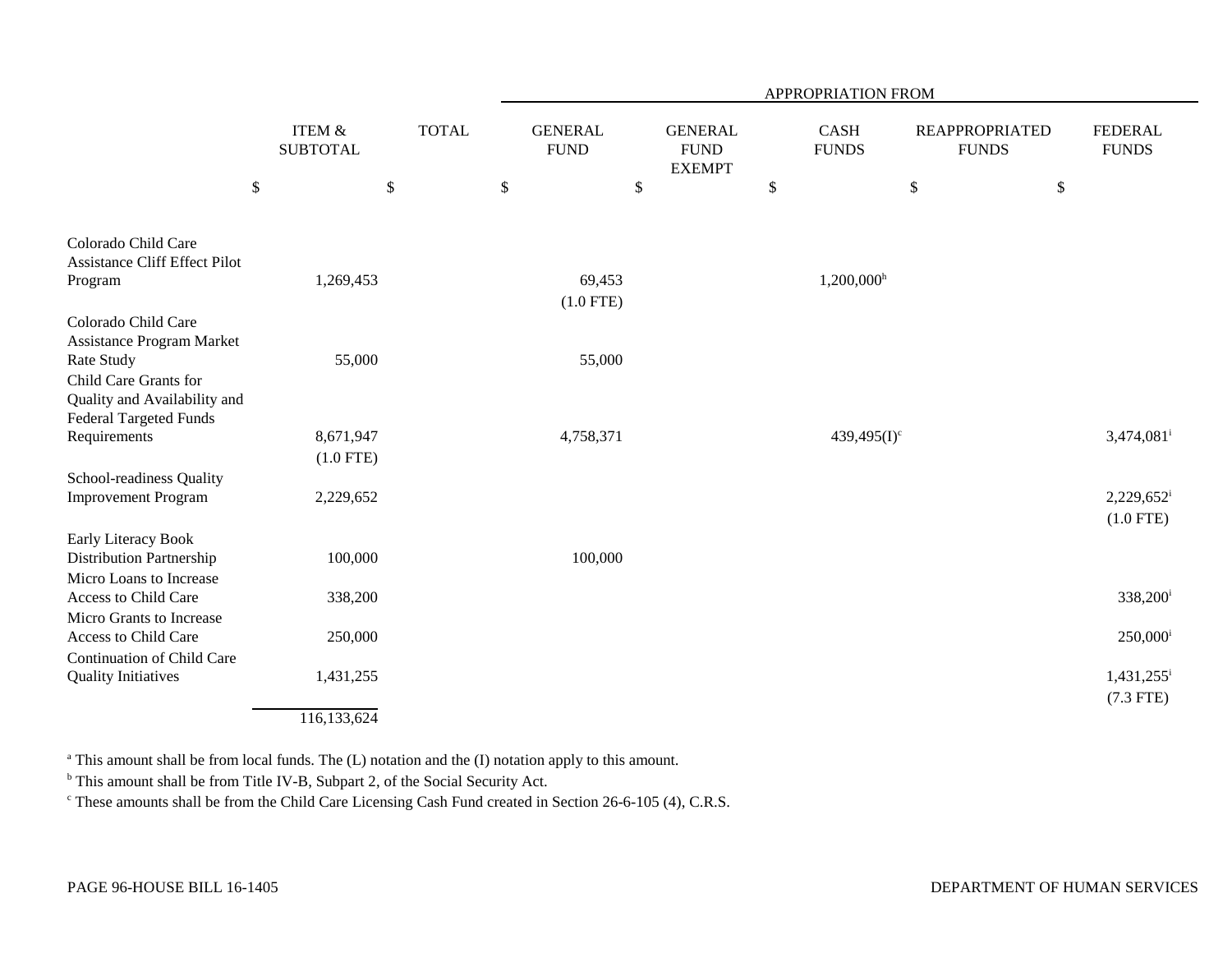| | ITEM & SUBTOTAL | TOTAL | APPROPRIATION FROM | | | | |
|---|---|---|---|---|---|---|---|
| | | | GENERAL FUND | GENERAL FUND EXEMPT | CASH FUNDS | REAPPROPRIATED FUNDS | FEDERAL FUNDS |
| | $ | $ | $ | $ | $ | $ | $ |
| Colorado Child Care Assistance Cliff Effect Pilot Program | 1,269,453 | | 69,453 (1.0 FTE) | | 1,200,000[h] | | |
| Colorado Child Care Assistance Program Market Rate Study | 55,000 | | 55,000 | | | | |
| Child Care Grants for Quality and Availability and Federal Targeted Funds Requirements | 8,671,947 (1.0 FTE) | | 4,758,371 | | 439,495(I)[c] | | 3,474,081[i] |
| School-readiness Quality Improvement Program | 2,229,652 | | | | | | 2,229,652[i] (1.0 FTE) |
| Early Literacy Book Distribution Partnership | 100,000 | | 100,000 | | | | |
| Micro Loans to Increase Access to Child Care | 338,200 | | | | | | 338,200[i] |
| Micro Grants to Increase Access to Child Care | 250,000 | | | | | | 250,000[i] |
| Continuation of Child Care Quality Initiatives | 1,431,255 | | | | | | 1,431,255[i] (7.3 FTE) |
| | 116,133,624 | | | | | | |

[a] This amount shall be from local funds. The (L) notation and the (I) notation apply to this amount.

[b] This amount shall be from Title IV-B, Subpart 2, of the Social Security Act.

[c] These amounts shall be from the Child Care Licensing Cash Fund created in Section 26-6-105 (4), C.R.S.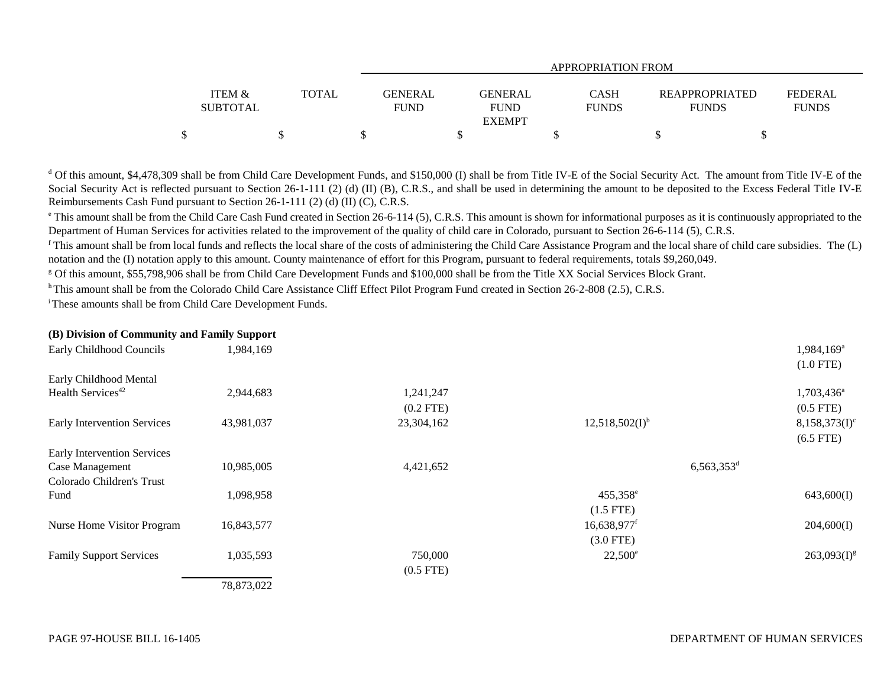| | ITEM & SUBTOTAL | TOTAL | APPROPRIATION FROM GENERAL FUND | GENERAL FUND EXEMPT | CASH FUNDS | REAPPROPRIATED FUNDS | FEDERAL FUNDS |
|---|---|---|---|---|---|---|---|
| | $ | $ | $ | $ | $ | $ | $ |

[d] Of this amount, $4,478,309 shall be from Child Care Development Funds, and $150,000 (I) shall be from Title IV-E of the Social Security Act. The amount from Title IV-E of the Social Security Act is reflected pursuant to Section 26-1-111 (2) (d) (II) (B), C.R.S., and shall be used in determining the amount to be deposited to the Excess Federal Title IV-E Reimbursements Cash Fund pursuant to Section 26-1-111 (2) (d) (II) (C), C.R.S.

[e] This amount shall be from the Child Care Cash Fund created in Section 26-6-114 (5), C.R.S. This amount is shown for informational purposes as it is continuously appropriated to the Department of Human Services for activities related to the improvement of the quality of child care in Colorado, pursuant to Section 26-6-114 (5), C.R.S.

[f] This amount shall be from local funds and reflects the local share of the costs of administering the Child Care Assistance Program and the local share of child care subsidies. The (L) notation and the (I) notation apply to this amount. County maintenance of effort for this Program, pursuant to federal requirements, totals $9,260,049.

[g] Of this amount, $55,798,906 shall be from Child Care Development Funds and $100,000 shall be from the Title XX Social Services Block Grant.

[h] This amount shall be from the Colorado Child Care Assistance Cliff Effect Pilot Program Fund created in Section 26-2-808 (2.5), C.R.S.

[i] These amounts shall be from Child Care Development Funds.

**(B) Division of Community and Family Support**

| | ITEM & SUBTOTAL | TOTAL | GENERAL FUND | GENERAL FUND EXEMPT | CASH FUNDS | REAPPROPRIATED FUNDS | FEDERAL FUNDS |
|---|---|---|---|---|---|---|---|
| Early Childhood Councils | 1,984,169 | | | | | | 1,984,169[a] (1.0 FTE) |
| Early Childhood Mental Health Services[42] | 2,944,683 | | 1,241,247 (0.2 FTE) | | | | 1,703,436[a] (0.5 FTE) |
| Early Intervention Services | 43,981,037 | | 23,304,162 | | 12,518,502(I)[b] | | 8,158,373(I)[c] (6.5 FTE) |
| Early Intervention Services Case Management | 10,985,005 | | 4,421,652 | | | 6,563,353[d] | |
| Colorado Children's Trust Fund | 1,098,958 | | | | 455,358[e] (1.5 FTE) | | 643,600(I) |
| Nurse Home Visitor Program | 16,843,577 | | | | 16,638,977[f] (3.0 FTE) | | 204,600(I) |
| Family Support Services | 1,035,593 | | 750,000 (0.5 FTE) | | 22,500[e] | | 263,093(I)[g] |
| | 78,873,022 | | | | | | |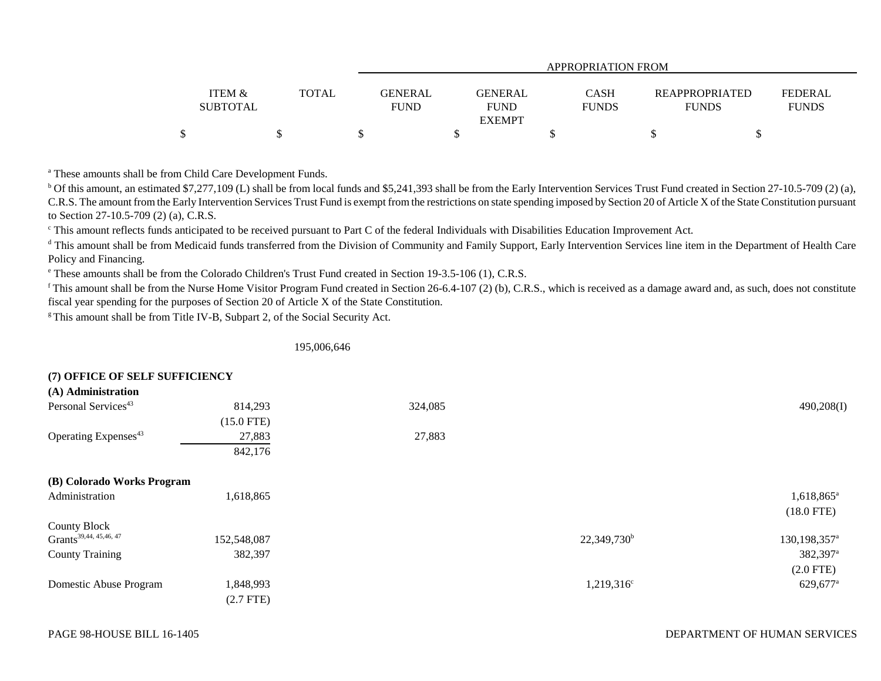| | ITEM & SUBTOTAL | TOTAL | GENERAL FUND | GENERAL FUND EXEMPT | CASH FUNDS | REAPPROPRIATED FUNDS | FEDERAL FUNDS |
|---|---|---|---|---|---|---|---|
| | $ | $ | $ | $ | $ | $ | $ |

[a] These amounts shall be from Child Care Development Funds.

[b] Of this amount, an estimated $7,277,109 (L) shall be from local funds and $5,241,393 shall be from the Early Intervention Services Trust Fund created in Section 27-10.5-709 (2) (a), C.R.S. The amount from the Early Intervention Services Trust Fund is exempt from the restrictions on state spending imposed by Section 20 of Article X of the State Constitution pursuant to Section 27-10.5-709 (2) (a), C.R.S.

[c] This amount reflects funds anticipated to be received pursuant to Part C of the federal Individuals with Disabilities Education Improvement Act.

[d] This amount shall be from Medicaid funds transferred from the Division of Community and Family Support, Early Intervention Services line item in the Department of Health Care Policy and Financing.

[e] These amounts shall be from the Colorado Children's Trust Fund created in Section 19-3.5-106 (1), C.R.S.

[f] This amount shall be from the Nurse Home Visitor Program Fund created in Section 26-6.4-107 (2) (b), C.R.S., which is received as a damage award and, as such, does not constitute fiscal year spending for the purposes of Section 20 of Article X of the State Constitution.

[g] This amount shall be from Title IV-B, Subpart 2, of the Social Security Act.

| | ITEM & SUBTOTAL | TOTAL | GENERAL FUND | GENERAL FUND EXEMPT | CASH FUNDS | REAPPROPRIATED FUNDS | FEDERAL FUNDS |
|---|---|---|---|---|---|---|---|
| | | 195,006,646 | | | | | |
| **(7) OFFICE OF SELF SUFFICIENCY** | | | | | | | |
| **(A) Administration** | | | | | | | |
| Personal Services[43] | 814,293 | | 324,085 | | | | 490,208(I) |
| | (15.0 FTE) | | | | | | |
| Operating Expenses[43] | 27,883 | | 27,883 | | | | |
| | 842,176 | | | | | | |
| **(B) Colorado Works Program** | | | | | | | |
| Administration | 1,618,865 | | | | | | 1,618,865[a] |
| | | | | | | | (18.0 FTE) |
| County Block Grants[39,44, 45,46, 47] | 152,548,087 | | | | 22,349,730[b] | | 130,198,357[a] |
| County Training | 382,397 | | | | | | 382,397[a] |
| | | | | | | | (2.0 FTE) |
| Domestic Abuse Program | 1,848,993 | | | | 1,219,316[c] | | 629,677[a] |
| | (2.7 FTE) | | | | | | |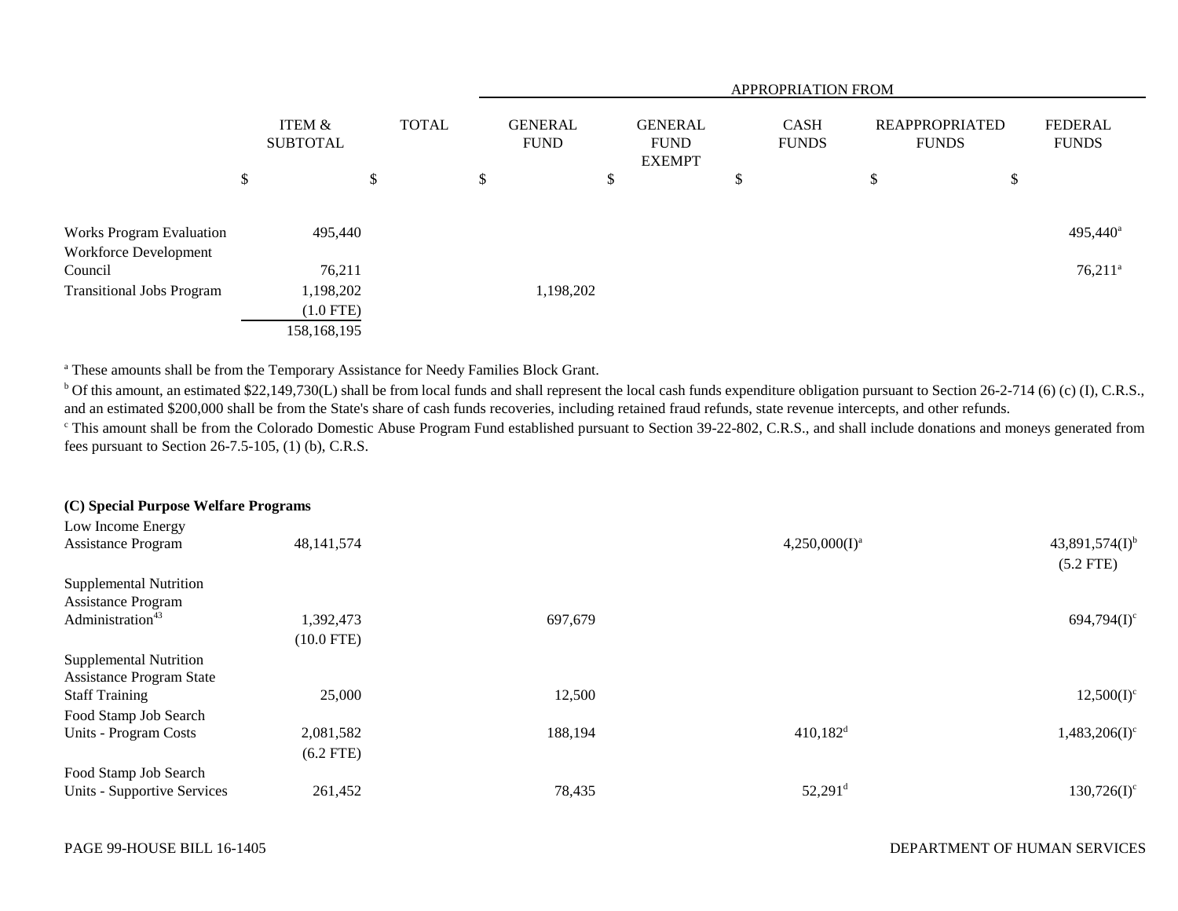| | ITEM & SUBTOTAL | TOTAL | GENERAL FUND | GENERAL FUND EXEMPT | CASH FUNDS | REAPPROPRIATED FUNDS | FEDERAL FUNDS |
|---|---|---|---|---|---|---|---|
| | | | APPROPRIATION FROM | | | | |
| | $ | $ | $ | $ | $ | $ | $ |
| Works Program Evaluation | 495,440 | | | | | | 495,440[a] |
| Workforce Development Council | 76,211 | | | | | | 76,211[a] |
| Transitional Jobs Program | 1,198,202 (1.0 FTE) | | 1,198,202 | | | | |
| | 158,168,195 | | | | | | |

[a] These amounts shall be from the Temporary Assistance for Needy Families Block Grant.

[b] Of this amount, an estimated $22,149,730(L) shall be from local funds and shall represent the local cash funds expenditure obligation pursuant to Section 26-2-714 (6) (c) (I), C.R.S., and an estimated $200,000 shall be from the State's share of cash funds recoveries, including retained fraud refunds, state revenue intercepts, and other refunds.

[c] This amount shall be from the Colorado Domestic Abuse Program Fund established pursuant to Section 39-22-802, C.R.S., and shall include donations and moneys generated from fees pursuant to Section 26-7.5-105, (1) (b), C.R.S.

**(C) Special Purpose Welfare Programs**

| | ITEM & SUBTOTAL | TOTAL | GENERAL FUND | GENERAL FUND EXEMPT | CASH FUNDS | REAPPROPRIATED FUNDS | FEDERAL FUNDS |
|---|---|---|---|---|---|---|---|
| Low Income Energy Assistance Program | 48,141,574 | | | | 4,250,000(I)[a] | | 43,891,574(I)[b] (5.2 FTE) |
| Supplemental Nutrition Assistance Program Administration[43] | 1,392,473 (10.0 FTE) | | 697,679 | | | | 694,794(I)[c] |
| Supplemental Nutrition Assistance Program State Staff Training | 25,000 | | 12,500 | | | | 12,500(I)[c] |
| Food Stamp Job Search Units - Program Costs | 2,081,582 (6.2 FTE) | | 188,194 | | 410,182[d] | | 1,483,206(I)[c] |
| Food Stamp Job Search Units - Supportive Services | 261,452 | | 78,435 | | 52,291[d] | | 130,726(I)[c] |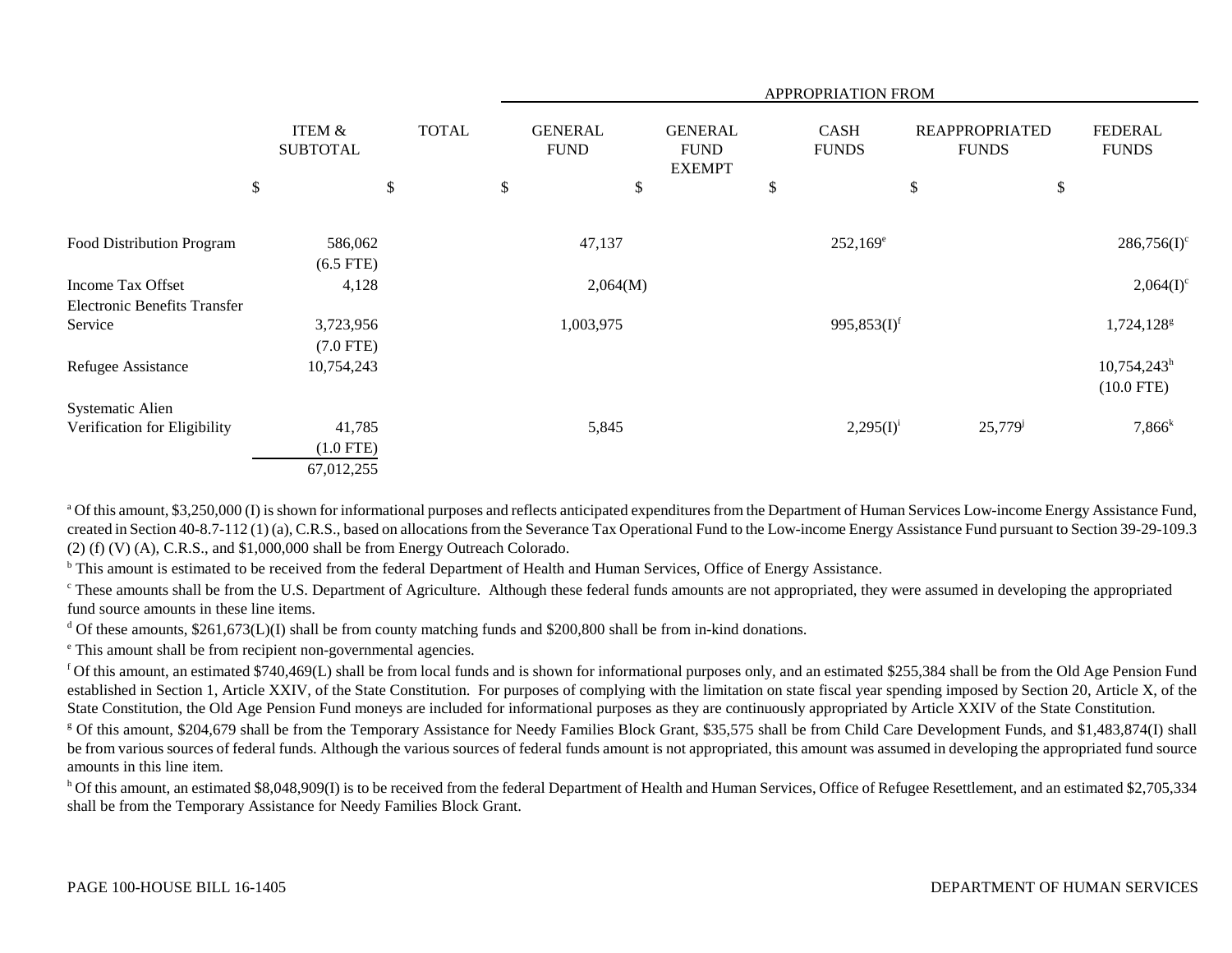| | ITEM & SUBTOTAL | TOTAL | APPROPRIATION FROM | | | | |
|---|---|---|---|---|---|---|---|
| | | | GENERAL FUND | GENERAL FUND EXEMPT | CASH FUNDS | REAPPROPRIATED FUNDS | FEDERAL FUNDS |
| | $ | $ | $ | $ | $ | $ | $ |
| Food Distribution Program | 586,062 (6.5 FTE) | | 47,137 | | 252,169[e] | | 286,756(I)[c] |
| Income Tax Offset | 4,128 | | 2,064(M) | | | | 2,064(I)[c] |
| Electronic Benefits Transfer Service | 3,723,956 (7.0 FTE) | | 1,003,975 | | 995,853(I)[f] | | 1,724,128[g] |
| Refugee Assistance | 10,754,243 | | | | | | 10,754,243[h] (10.0 FTE) |
| Systematic Alien Verification for Eligibility | 41,785 (1.0 FTE) | | 5,845 | | 2,295(I)[i] | 25,779[j] | 7,866[k] |
| | 67,012,255 | | | | | | |

[a] Of this amount, $3,250,000 (I) is shown for informational purposes and reflects anticipated expenditures from the Department of Human Services Low-income Energy Assistance Fund, created in Section 40-8.7-112 (1) (a), C.R.S., based on allocations from the Severance Tax Operational Fund to the Low-income Energy Assistance Fund pursuant to Section 39-29-109.3 (2) (f) (V) (A), C.R.S., and $1,000,000 shall be from Energy Outreach Colorado.

[b] This amount is estimated to be received from the federal Department of Health and Human Services, Office of Energy Assistance.

[c] These amounts shall be from the U.S. Department of Agriculture. Although these federal funds amounts are not appropriated, they were assumed in developing the appropriated fund source amounts in these line items.

[d] Of these amounts, $261,673(L)(I) shall be from county matching funds and $200,800 shall be from in-kind donations.

[e] This amount shall be from recipient non-governmental agencies.

[f] Of this amount, an estimated $740,469(L) shall be from local funds and is shown for informational purposes only, and an estimated $255,384 shall be from the Old Age Pension Fund established in Section 1, Article XXIV, of the State Constitution. For purposes of complying with the limitation on state fiscal year spending imposed by Section 20, Article X, of the State Constitution, the Old Age Pension Fund moneys are included for informational purposes as they are continuously appropriated by Article XXIV of the State Constitution.

[g] Of this amount, $204,679 shall be from the Temporary Assistance for Needy Families Block Grant, $35,575 shall be from Child Care Development Funds, and $1,483,874(I) shall be from various sources of federal funds. Although the various sources of federal funds amount is not appropriated, this amount was assumed in developing the appropriated fund source amounts in this line item.

[h] Of this amount, an estimated $8,048,909(I) is to be received from the federal Department of Health and Human Services, Office of Refugee Resettlement, and an estimated $2,705,334 shall be from the Temporary Assistance for Needy Families Block Grant.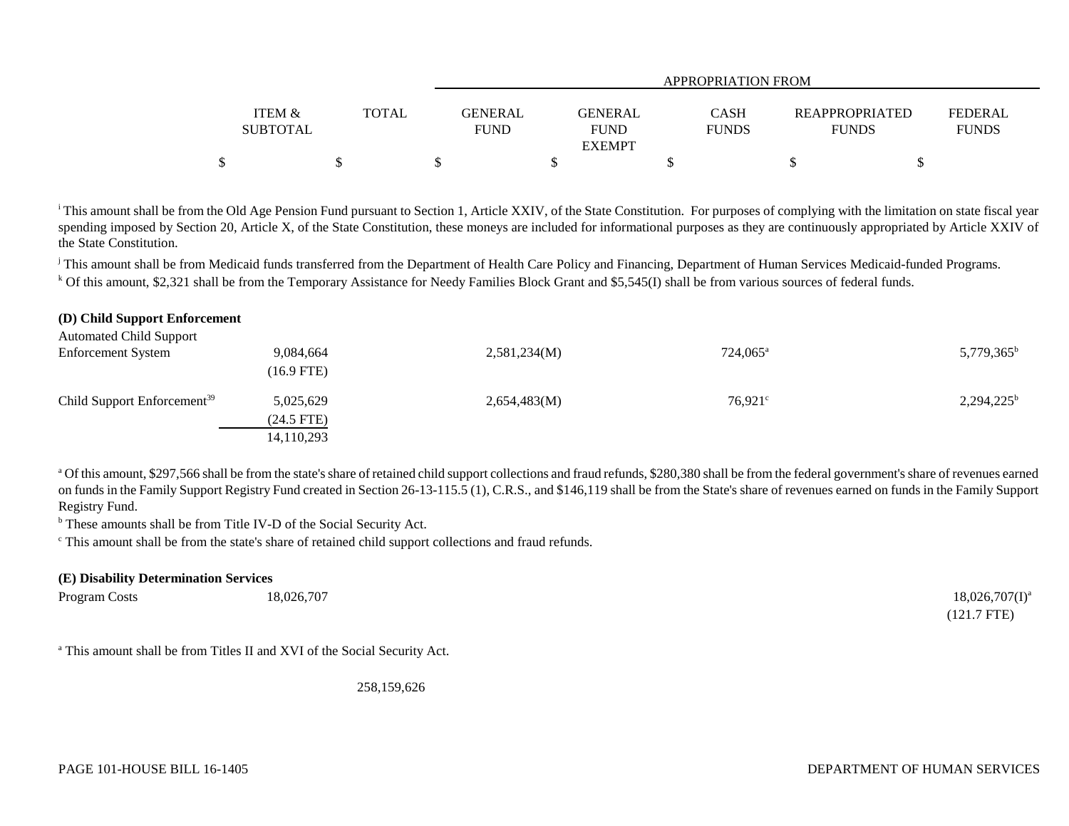| | ITEM & SUBTOTAL | TOTAL | APPROPRIATION FROM GENERAL FUND | GENERAL FUND EXEMPT | CASH FUNDS | REAPPROPRIATED FUNDS | FEDERAL FUNDS |
|---|---|---|---|---|---|---|---|
| | $ | $ | $ | $ | $ | $ | $ |

[i] This amount shall be from the Old Age Pension Fund pursuant to Section 1, Article XXIV, of the State Constitution. For purposes of complying with the limitation on state fiscal year spending imposed by Section 20, Article X, of the State Constitution, these moneys are included for informational purposes as they are continuously appropriated by Article XXIV of the State Constitution.

[j] This amount shall be from Medicaid funds transferred from the Department of Health Care Policy and Financing, Department of Human Services Medicaid-funded Programs.

[k] Of this amount, $2,321 shall be from the Temporary Assistance for Needy Families Block Grant and $5,545(I) shall be from various sources of federal funds.

**(D) Child Support Enforcement**

| | ITEM & SUBTOTAL | TOTAL | GENERAL FUND | GENERAL FUND EXEMPT | CASH FUNDS | REAPPROPRIATED FUNDS | FEDERAL FUNDS |
|---|---|---|---|---|---|---|---|
| Automated Child Support Enforcement System | 9,084,664 (16.9 FTE) | | 2,581,234(M) | | 724,065[a] | | 5,779,365[b] |
| Child Support Enforcement[39] | 5,025,629 (24.5 FTE) | | 2,654,483(M) | | 76,921[c] | | 2,294,225[b] |
| | 14,110,293 | | | | | | |

[a] Of this amount, $297,566 shall be from the state's share of retained child support collections and fraud refunds, $280,380 shall be from the federal government's share of revenues earned on funds in the Family Support Registry Fund created in Section 26-13-115.5 (1), C.R.S., and $146,119 shall be from the State's share of revenues earned on funds in the Family Support Registry Fund.

[b] These amounts shall be from Title IV-D of the Social Security Act.

[c] This amount shall be from the state's share of retained child support collections and fraud refunds.

**(E) Disability Determination Services**

| | ITEM & SUBTOTAL | TOTAL | GENERAL FUND | GENERAL FUND EXEMPT | CASH FUNDS | REAPPROPRIATED FUNDS | FEDERAL FUNDS |
|---|---|---|---|---|---|---|---|
| Program Costs | 18,026,707 | | | | | | 18,026,707(I)[a] (121.7 FTE) |

[a] This amount shall be from Titles II and XVI of the Social Security Act.

| | ITEM & SUBTOTAL | TOTAL | GENERAL FUND | GENERAL FUND EXEMPT | CASH FUNDS | REAPPROPRIATED FUNDS | FEDERAL FUNDS |
|---|---|---|---|---|---|---|---|
| | | 258,159,626 | | | | | |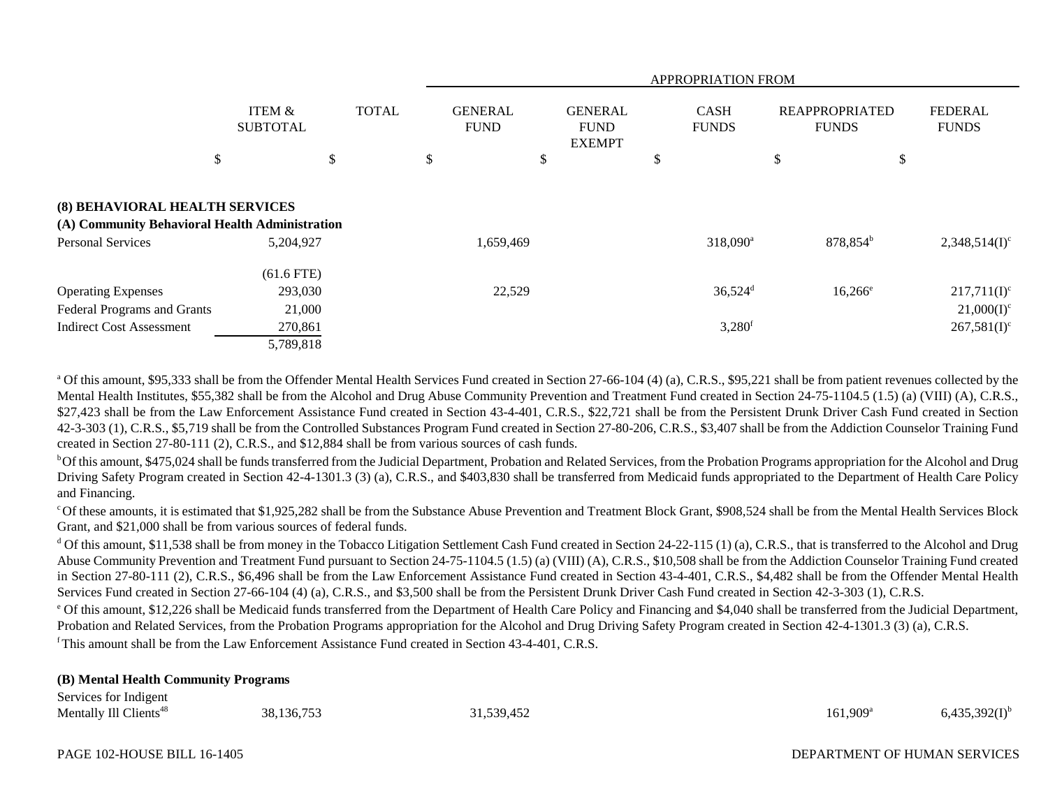| | ITEM & SUBTOTAL | TOTAL | GENERAL FUND | GENERAL FUND EXEMPT | CASH FUNDS | REAPPROPRIATED FUNDS | FEDERAL FUNDS |
|---|---|---|---|---|---|---|---|
| | | | APPROPRIATION FROM | | | | |
| | $ | $ | $ | $ | $ | $ | $ |
| **(8) BEHAVIORAL HEALTH SERVICES** | | | | | | | |
| **(A) Community Behavioral Health Administration** | | | | | | | |
| Personal Services | 5,204,927 | | 1,659,469 | | 318,090[a] | 878,854[b] | 2,348,514(I)[c] |
| | (61.6 FTE) | | | | | | |
| Operating Expenses | 293,030 | | 22,529 | | 36,524[d] | 16,266[e] | 217,711(I)[c] |
| Federal Programs and Grants | 21,000 | | | | | | 21,000(I)[c] |
| Indirect Cost Assessment | 270,861 | | | | 3,280[f] | | 267,581(I)[c] |
| | 5,789,818 | | | | | | |

[a] Of this amount, $95,333 shall be from the Offender Mental Health Services Fund created in Section 27-66-104 (4) (a), C.R.S., $95,221 shall be from patient revenues collected by the Mental Health Institutes, $55,382 shall be from the Alcohol and Drug Abuse Community Prevention and Treatment Fund created in Section 24-75-1104.5 (1.5) (a) (VIII) (A), C.R.S., $27,423 shall be from the Law Enforcement Assistance Fund created in Section 43-4-401, C.R.S., $22,721 shall be from the Persistent Drunk Driver Cash Fund created in Section 42-3-303 (1), C.R.S., $5,719 shall be from the Controlled Substances Program Fund created in Section 27-80-206, C.R.S., $3,407 shall be from the Addiction Counselor Training Fund created in Section 27-80-111 (2), C.R.S., and $12,884 shall be from various sources of cash funds.

[b] Of this amount, $475,024 shall be funds transferred from the Judicial Department, Probation and Related Services, from the Probation Programs appropriation for the Alcohol and Drug Driving Safety Program created in Section 42-4-1301.3 (3) (a), C.R.S., and $403,830 shall be transferred from Medicaid funds appropriated to the Department of Health Care Policy and Financing.

[c] Of these amounts, it is estimated that $1,925,282 shall be from the Substance Abuse Prevention and Treatment Block Grant, $908,524 shall be from the Mental Health Services Block Grant, and $21,000 shall be from various sources of federal funds.

[d] Of this amount, $11,538 shall be from money in the Tobacco Litigation Settlement Cash Fund created in Section 24-22-115 (1) (a), C.R.S., that is transferred to the Alcohol and Drug Abuse Community Prevention and Treatment Fund pursuant to Section 24-75-1104.5 (1.5) (a) (VIII) (A), C.R.S., $10,508 shall be from the Addiction Counselor Training Fund created in Section 27-80-111 (2), C.R.S., $6,496 shall be from the Law Enforcement Assistance Fund created in Section 43-4-401, C.R.S., $4,482 shall be from the Offender Mental Health Services Fund created in Section 27-66-104 (4) (a), C.R.S., and $3,500 shall be from the Persistent Drunk Driver Cash Fund created in Section 42-3-303 (1), C.R.S.

[e] Of this amount, $12,226 shall be Medicaid funds transferred from the Department of Health Care Policy and Financing and $4,040 shall be transferred from the Judicial Department, Probation and Related Services, from the Probation Programs appropriation for the Alcohol and Drug Driving Safety Program created in Section 42-4-1301.3 (3) (a), C.R.S.

[f] This amount shall be from the Law Enforcement Assistance Fund created in Section 43-4-401, C.R.S.

| | ITEM & SUBTOTAL | TOTAL | GENERAL FUND | GENERAL FUND EXEMPT | CASH FUNDS | REAPPROPRIATED FUNDS | FEDERAL FUNDS |
|---|---|---|---|---|---|---|---|
| **(B) Mental Health Community Programs** | | | | | | | |
| Services for Indigent Mentally Ill Clients[48] | 38,136,753 | | 31,539,452 | | | 161,909[a] | 6,435,392(I)[b] |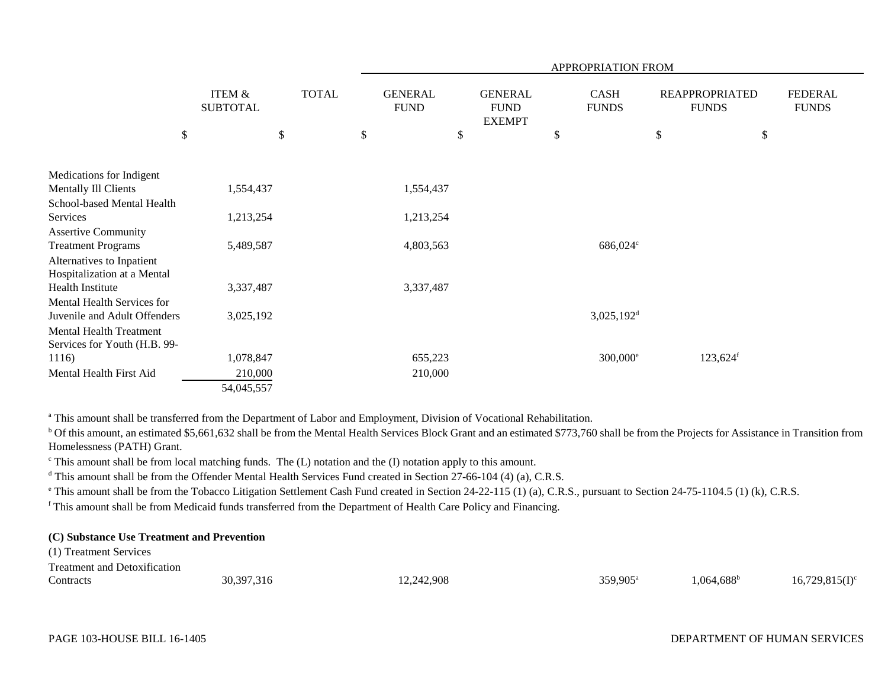| | ITEM & SUBTOTAL | TOTAL | APPROPRIATION FROM | | | | |
|---|---|---|---|---|---|---|---|
| | | | GENERAL FUND | GENERAL FUND EXEMPT | CASH FUNDS | REAPPROPRIATED FUNDS | FEDERAL FUNDS |
| | $ | $ | $ | $ | $ | $ | $ |
| Medications for Indigent Mentally Ill Clients | 1,554,437 | | 1,554,437 | | | | |
| School-based Mental Health Services | 1,213,254 | | 1,213,254 | | | | |
| Assertive Community Treatment Programs | 5,489,587 | | 4,803,563 | | 686,024[c] | | |
| Alternatives to Inpatient Hospitalization at a Mental Health Institute | 3,337,487 | | 3,337,487 | | | | |
| Mental Health Services for Juvenile and Adult Offenders | 3,025,192 | | | | 3,025,192[d] | | |
| Mental Health Treatment Services for Youth (H.B. 99-1116) | 1,078,847 | | 655,223 | | 300,000[e] | 123,624[f] | |
| Mental Health First Aid | 210,000 | | 210,000 | | | | |
| | 54,045,557 | | | | | | |

[a] This amount shall be transferred from the Department of Labor and Employment, Division of Vocational Rehabilitation.

[b] Of this amount, an estimated $5,661,632 shall be from the Mental Health Services Block Grant and an estimated $773,760 shall be from the Projects for Assistance in Transition from Homelessness (PATH) Grant.

[c] This amount shall be from local matching funds. The (L) notation and the (I) notation apply to this amount.

[d] This amount shall be from the Offender Mental Health Services Fund created in Section 27-66-104 (4) (a), C.R.S.

[e] This amount shall be from the Tobacco Litigation Settlement Cash Fund created in Section 24-22-115 (1) (a), C.R.S., pursuant to Section 24-75-1104.5 (1) (k), C.R.S.

[f] This amount shall be from Medicaid funds transferred from the Department of Health Care Policy and Financing.

**(C) Substance Use Treatment and Prevention**

(1) Treatment Services

| | ITEM & SUBTOTAL | TOTAL | GENERAL FUND | GENERAL FUND EXEMPT | CASH FUNDS | REAPPROPRIATED FUNDS | FEDERAL FUNDS |
|---|---|---|---|---|---|---|---|
| Treatment and Detoxification Contracts | 30,397,316 | | 12,242,908 | | 359,905[a] | 1,064,688[b] | 16,729,815(I)[c] |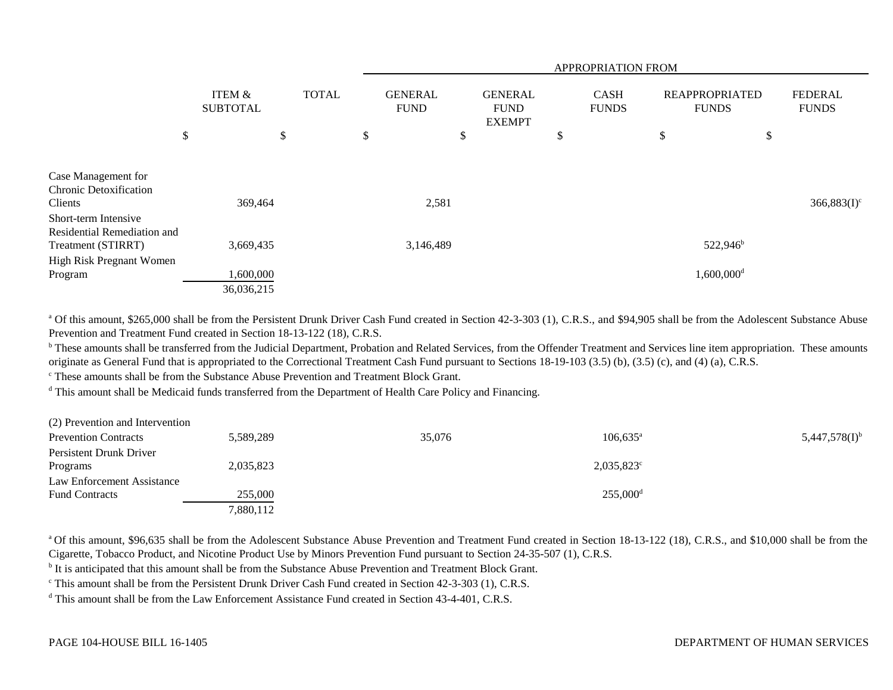| | ITEM & SUBTOTAL | TOTAL | APPROPRIATION FROM GENERAL FUND | GENERAL FUND EXEMPT | CASH FUNDS | REAPPROPRIATED FUNDS | FEDERAL FUNDS |
|---|---|---|---|---|---|---|---|
| | $ | $ | $ | $ | $ | $ | $ |
| Case Management for Chronic Detoxification Clients | 369,464 | | 2,581 | | | | 366,883(I)[c] |
| Short-term Intensive Residential Remediation and Treatment (STIRRT) | 3,669,435 | | 3,146,489 | | | 522,946[b] | |
| High Risk Pregnant Women Program | 1,600,000 | | | | | 1,600,000[d] | |
| | 36,036,215 | | | | | | |

[a] Of this amount, $265,000 shall be from the Persistent Drunk Driver Cash Fund created in Section 42-3-303 (1), C.R.S., and $94,905 shall be from the Adolescent Substance Abuse Prevention and Treatment Fund created in Section 18-13-122 (18), C.R.S.

[b] These amounts shall be transferred from the Judicial Department, Probation and Related Services, from the Offender Treatment and Services line item appropriation. These amounts originate as General Fund that is appropriated to the Correctional Treatment Cash Fund pursuant to Sections 18-19-103 (3.5) (b), (3.5) (c), and (4) (a), C.R.S.

[c] These amounts shall be from the Substance Abuse Prevention and Treatment Block Grant.

[d] This amount shall be Medicaid funds transferred from the Department of Health Care Policy and Financing.

| | ITEM & SUBTOTAL | TOTAL | GENERAL FUND | GENERAL FUND EXEMPT | CASH FUNDS | REAPPROPRIATED FUNDS | FEDERAL FUNDS |
|---|---|---|---|---|---|---|---|
| (2) Prevention and Intervention | | | | | | | |
| Prevention Contracts | 5,589,289 | | 35,076 | | 106,635[a] | | 5,447,578(I)[b] |
| Persistent Drunk Driver Programs | 2,035,823 | | | | 2,035,823[c] | | |
| Law Enforcement Assistance Fund Contracts | 255,000 | | | | 255,000[d] | | |
| | 7,880,112 | | | | | | |

[a] Of this amount, $96,635 shall be from the Adolescent Substance Abuse Prevention and Treatment Fund created in Section 18-13-122 (18), C.R.S., and $10,000 shall be from the Cigarette, Tobacco Product, and Nicotine Product Use by Minors Prevention Fund pursuant to Section 24-35-507 (1), C.R.S.

[b] It is anticipated that this amount shall be from the Substance Abuse Prevention and Treatment Block Grant.

[c] This amount shall be from the Persistent Drunk Driver Cash Fund created in Section 42-3-303 (1), C.R.S.

[d] This amount shall be from the Law Enforcement Assistance Fund created in Section 43-4-401, C.R.S.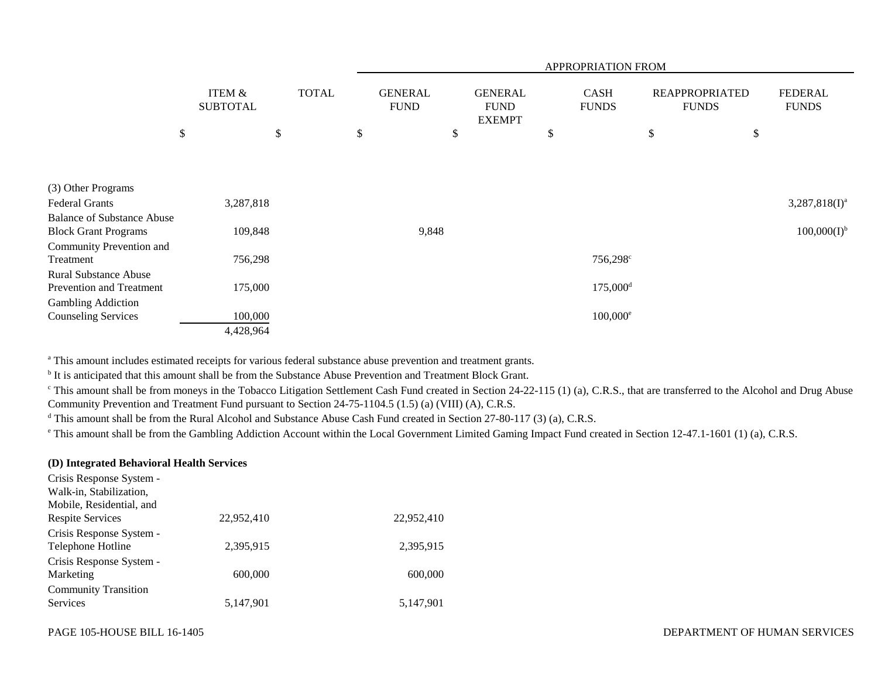| | ITEM & SUBTOTAL | TOTAL | APPROPRIATION FROM | | | | |
|---|---|---|---|---|---|---|---|
| | | | GENERAL FUND | GENERAL FUND EXEMPT | CASH FUNDS | REAPPROPRIATED FUNDS | FEDERAL FUNDS |
| | $ | $ | $ | $ | $ | $ | $ |
| (3) Other Programs | | | | | | | |
| Federal Grants | 3,287,818 | | | | | | 3,287,818(I)[a] |
| Balance of Substance Abuse Block Grant Programs | 109,848 | | 9,848 | | | | 100,000(I)[b] |
| Community Prevention and Treatment | 756,298 | | | | 756,298[c] | | |
| Rural Substance Abuse Prevention and Treatment | 175,000 | | | | 175,000[d] | | |
| Gambling Addiction Counseling Services | 100,000 | | | | 100,000[e] | | |
| | 4,428,964 | | | | | | |

[a] This amount includes estimated receipts for various federal substance abuse prevention and treatment grants.

[b] It is anticipated that this amount shall be from the Substance Abuse Prevention and Treatment Block Grant.

[c] This amount shall be from moneys in the Tobacco Litigation Settlement Cash Fund created in Section 24-22-115 (1) (a), C.R.S., that are transferred to the Alcohol and Drug Abuse Community Prevention and Treatment Fund pursuant to Section 24-75-1104.5 (1.5) (a) (VIII) (A), C.R.S.

[d] This amount shall be from the Rural Alcohol and Substance Abuse Cash Fund created in Section 27-80-117 (3) (a), C.R.S.

[e] This amount shall be from the Gambling Addiction Account within the Local Government Limited Gaming Impact Fund created in Section 12-47.1-1601 (1) (a), C.R.S.

**(D) Integrated Behavioral Health Services**

| | ITEM & SUBTOTAL | TOTAL | GENERAL FUND | GENERAL FUND EXEMPT | CASH FUNDS | REAPPROPRIATED FUNDS | FEDERAL FUNDS |
|---|---|---|---|---|---|---|---|
| Crisis Response System - Walk-in, Stabilization, Mobile, Residential, and Respite Services | 22,952,410 | | 22,952,410 | | | | |
| Crisis Response System - Telephone Hotline | 2,395,915 | | 2,395,915 | | | | |
| Crisis Response System - Marketing | 600,000 | | 600,000 | | | | |
| Community Transition Services | 5,147,901 | | 5,147,901 | | | | |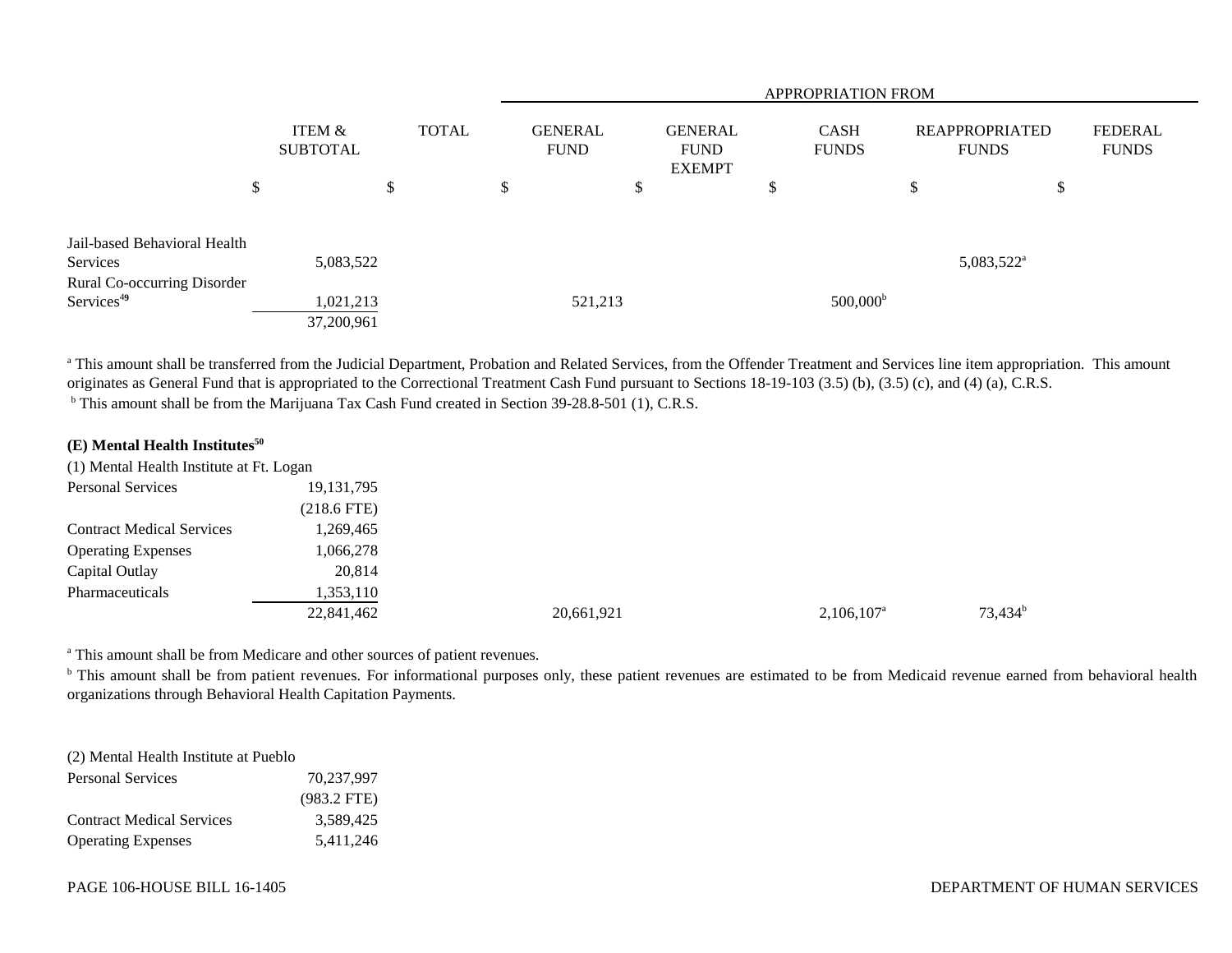| | ITEM & SUBTOTAL | TOTAL | APPROPRIATION FROM GENERAL FUND | GENERAL FUND EXEMPT | CASH FUNDS | REAPPROPRIATED FUNDS | FEDERAL FUNDS |
|---|---|---|---|---|---|---|---|
| | $ | $ | $ | $ | $ | $ | $ |
| Jail-based Behavioral Health Services | 5,083,522 | | | | | 5,083,522[a] | |
| Rural Co-occurring Disorder Services[49] | 1,021,213 | | 521,213 | | 500,000[b] | | |
| | 37,200,961 | | | | | | |

[a] This amount shall be transferred from the Judicial Department, Probation and Related Services, from the Offender Treatment and Services line item appropriation. This amount originates as General Fund that is appropriated to the Correctional Treatment Cash Fund pursuant to Sections 18-19-103 (3.5) (b), (3.5) (c), and (4) (a), C.R.S.

[b] This amount shall be from the Marijuana Tax Cash Fund created in Section 39-28.8-501 (1), C.R.S.

### (E) Mental Health Institutes[50]

| | ITEM & SUBTOTAL | TOTAL | GENERAL FUND | GENERAL FUND EXEMPT | CASH FUNDS | REAPPROPRIATED FUNDS | FEDERAL FUNDS |
|---|---|---|---|---|---|---|---|
| (1) Mental Health Institute at Ft. Logan | | | | | | | |
| Personal Services | 19,131,795 | | | | | | |
| | (218.6 FTE) | | | | | | |
| Contract Medical Services | 1,269,465 | | | | | | |
| Operating Expenses | 1,066,278 | | | | | | |
| Capital Outlay | 20,814 | | | | | | |
| Pharmaceuticals | 1,353,110 | | | | | | |
| | 22,841,462 | | 20,661,921 | | 2,106,107[a] | 73,434[b] | |

[a] This amount shall be from Medicare and other sources of patient revenues.

[b] This amount shall be from patient revenues. For informational purposes only, these patient revenues are estimated to be from Medicaid revenue earned from behavioral health organizations through Behavioral Health Capitation Payments.

| | ITEM & SUBTOTAL | TOTAL | GENERAL FUND | GENERAL FUND EXEMPT | CASH FUNDS | REAPPROPRIATED FUNDS | FEDERAL FUNDS |
|---|---|---|---|---|---|---|---|
| (2) Mental Health Institute at Pueblo | | | | | | | |
| Personal Services | 70,237,997 | | | | | | |
| | (983.2 FTE) | | | | | | |
| Contract Medical Services | 3,589,425 | | | | | | |
| Operating Expenses | 5,411,246 | | | | | | |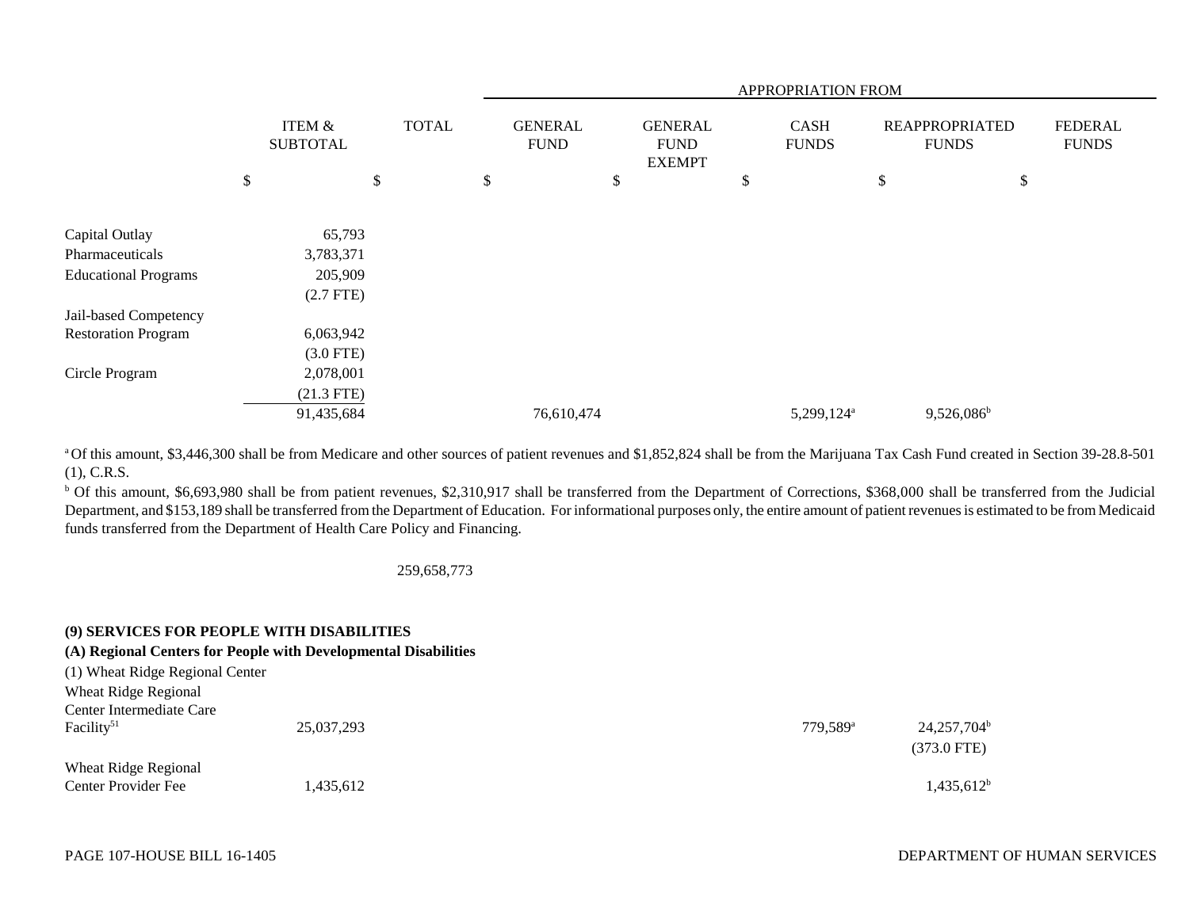| | ITEM & SUBTOTAL | TOTAL | GENERAL FUND | GENERAL FUND EXEMPT | CASH FUNDS | REAPPROPRIATED FUNDS | FEDERAL FUNDS |
|---|---|---|---|---|---|---|---|
| | | | APPROPRIATION FROM | | | | |
| | $ | $ | $ | $ | $ | $ | $ |
| Capital Outlay | 65,793 | | | | | | |
| Pharmaceuticals | 3,783,371 | | | | | | |
| Educational Programs | 205,909 | | | | | | |
| | (2.7 FTE) | | | | | | |
| Jail-based Competency Restoration Program | 6,063,942 | | | | | | |
| | (3.0 FTE) | | | | | | |
| Circle Program | 2,078,001 | | | | | | |
| | (21.3 FTE) | | | | | | |
| | 91,435,684 | | 76,610,474 | | 5,299,124[a] | 9,526,086[b] | |

[a] Of this amount, $3,446,300 shall be from Medicare and other sources of patient revenues and $1,852,824 shall be from the Marijuana Tax Cash Fund created in Section 39-28.8-501 (1), C.R.S.

[b] Of this amount, $6,693,980 shall be from patient revenues, $2,310,917 shall be transferred from the Department of Corrections, $368,000 shall be transferred from the Judicial Department, and $153,189 shall be transferred from the Department of Education. For informational purposes only, the entire amount of patient revenues is estimated to be from Medicaid funds transferred from the Department of Health Care Policy and Financing.

| | ITEM & SUBTOTAL | TOTAL | GENERAL FUND | GENERAL FUND EXEMPT | CASH FUNDS | REAPPROPRIATED FUNDS | FEDERAL FUNDS |
|---|---|---|---|---|---|---|---|
| | | 259,658,773 | | | | | |

**(9) SERVICES FOR PEOPLE WITH DISABILITIES**

**(A) Regional Centers for People with Developmental Disabilities**

| | ITEM & SUBTOTAL | TOTAL | GENERAL FUND | GENERAL FUND EXEMPT | CASH FUNDS | REAPPROPRIATED FUNDS | FEDERAL FUNDS |
|---|---|---|---|---|---|---|---|
| (1) Wheat Ridge Regional Center | | | | | | | |
| Wheat Ridge Regional Center Intermediate Care Facility[51] | 25,037,293 | | | | 779,589[a] | 24,257,704[b] | |
| | | | | | | (373.0 FTE) | |
| Wheat Ridge Regional Center Provider Fee | 1,435,612 | | | | | 1,435,612[b] | |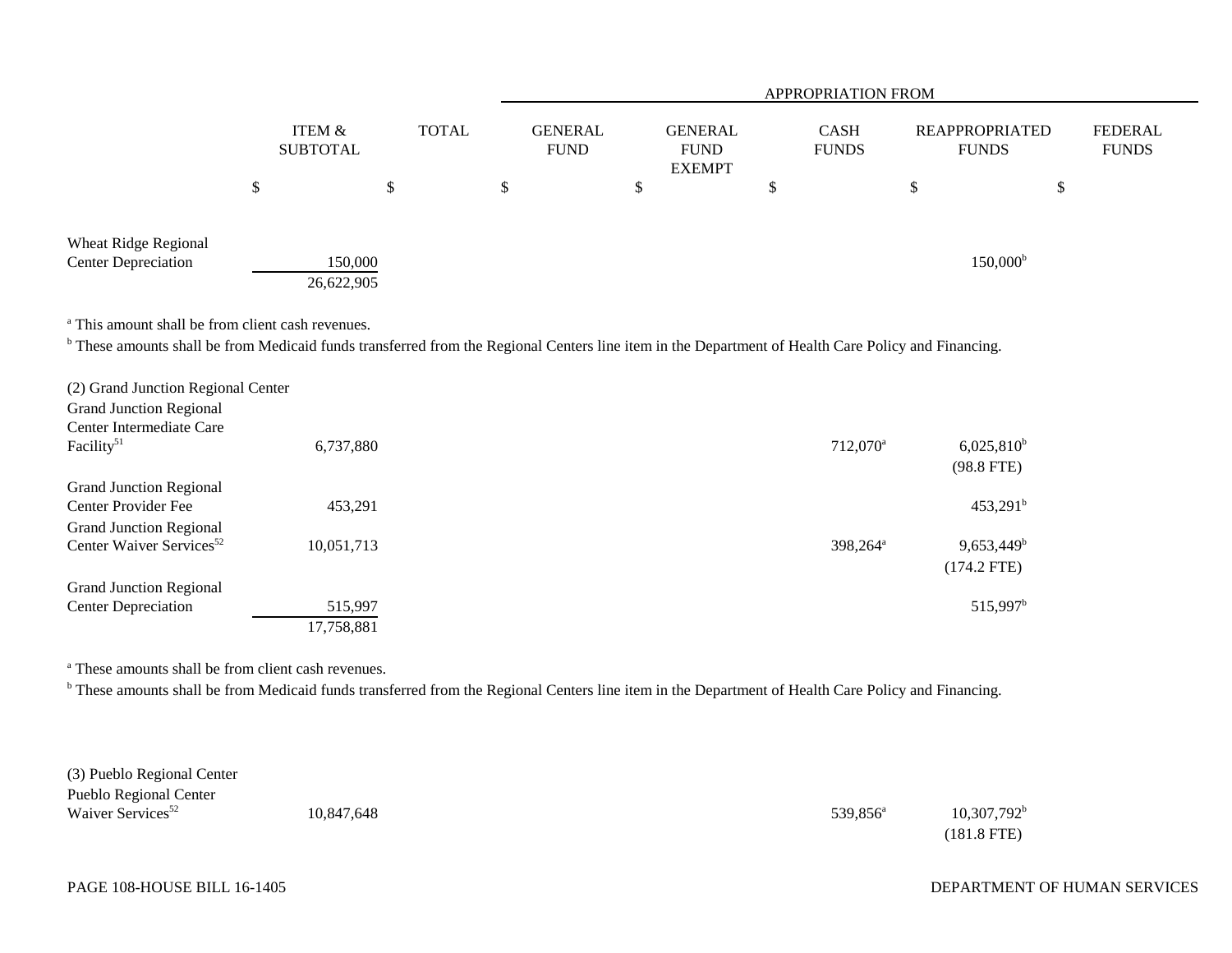| | ITEM & SUBTOTAL | TOTAL | GENERAL FUND | GENERAL FUND EXEMPT | CASH FUNDS | REAPPROPRIATED FUNDS | FEDERAL FUNDS |
|---|---|---|---|---|---|---|---|
| | | | APPROPRIATION FROM | | | | |
| | $ | $ | $ | $ | $ | $ | $ |
| Wheat Ridge Regional Center Depreciation | 150,000 | | | | | 150,000[b] | |
| | 26,622,905 | | | | | | |

[a] This amount shall be from client cash revenues.
[b] These amounts shall be from Medicaid funds transferred from the Regional Centers line item in the Department of Health Care Policy and Financing.

| | ITEM & SUBTOTAL | TOTAL | GENERAL FUND | GENERAL FUND EXEMPT | CASH FUNDS | REAPPROPRIATED FUNDS | FEDERAL FUNDS |
|---|---|---|---|---|---|---|---|
| (2) Grand Junction Regional Center | | | | | | | |
| Grand Junction Regional Center Intermediate Care Facility[51] | 6,737,880 | | | | 712,070[a] | 6,025,810[b] (98.8 FTE) | |
| Grand Junction Regional Center Provider Fee | 453,291 | | | | | 453,291[b] | |
| Grand Junction Regional Center Waiver Services[52] | 10,051,713 | | | | 398,264[a] | 9,653,449[b] (174.2 FTE) | |
| Grand Junction Regional Center Depreciation | 515,997 | | | | | 515,997[b] | |
| | 17,758,881 | | | | | | |

[a] These amounts shall be from client cash revenues.
[b] These amounts shall be from Medicaid funds transferred from the Regional Centers line item in the Department of Health Care Policy and Financing.

| | ITEM & SUBTOTAL | TOTAL | GENERAL FUND | GENERAL FUND EXEMPT | CASH FUNDS | REAPPROPRIATED FUNDS | FEDERAL FUNDS |
|---|---|---|---|---|---|---|---|
| (3) Pueblo Regional Center | | | | | | | |
| Pueblo Regional Center Waiver Services[52] | 10,847,648 | | | | 539,856[a] | 10,307,792[b] (181.8 FTE) | |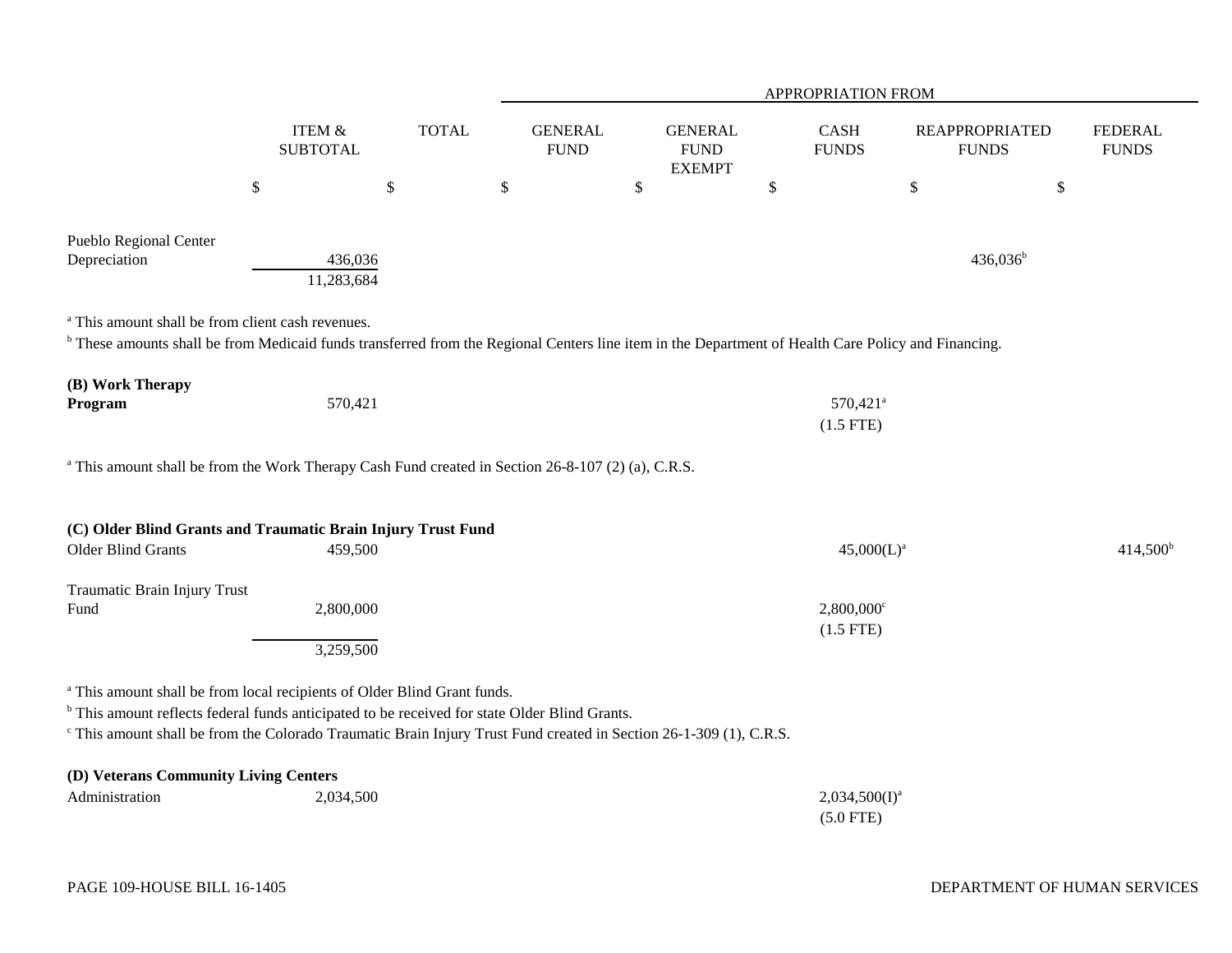| | ITEM & SUBTOTAL | TOTAL | GENERAL FUND | GENERAL FUND EXEMPT | CASH FUNDS | REAPPROPRIATED FUNDS | FEDERAL FUNDS |
|---|---|---|---|---|---|---|---|
| | | | APPROPRIATION FROM | | | | |
| | $ | $ | $ | $ | $ | $ | $ |
| Pueblo Regional Center Depreciation | 436,036 | | | | | 436,036[b] | |
| | 11,283,684 | | | | | | |

[a] This amount shall be from client cash revenues.

[b] These amounts shall be from Medicaid funds transferred from the Regional Centers line item in the Department of Health Care Policy and Financing.

| | ITEM & SUBTOTAL | TOTAL | GENERAL FUND | GENERAL FUND EXEMPT | CASH FUNDS | REAPPROPRIATED FUNDS | FEDERAL FUNDS |
|---|---|---|---|---|---|---|---|
| **(B) Work Therapy Program** | 570,421 | | | | 570,421[a] (1.5 FTE) | | |

[a] This amount shall be from the Work Therapy Cash Fund created in Section 26-8-107 (2) (a), C.R.S.

| | ITEM & SUBTOTAL | TOTAL | GENERAL FUND | GENERAL FUND EXEMPT | CASH FUNDS | REAPPROPRIATED FUNDS | FEDERAL FUNDS |
|---|---|---|---|---|---|---|---|
| **(C) Older Blind Grants and Traumatic Brain Injury Trust Fund** | | | | | | | |
| Older Blind Grants | 459,500 | | | | 45,000(L)[a] | | 414,500[b] |
| Traumatic Brain Injury Trust Fund | 2,800,000 | | | | 2,800,000[c] (1.5 FTE) | | |
| | 3,259,500 | | | | | | |

[a] This amount shall be from local recipients of Older Blind Grant funds.

[b] This amount reflects federal funds anticipated to be received for state Older Blind Grants.

[c] This amount shall be from the Colorado Traumatic Brain Injury Trust Fund created in Section 26-1-309 (1), C.R.S.

| | ITEM & SUBTOTAL | TOTAL | GENERAL FUND | GENERAL FUND EXEMPT | CASH FUNDS | REAPPROPRIATED FUNDS | FEDERAL FUNDS |
|---|---|---|---|---|---|---|---|
| **(D) Veterans Community Living Centers** | | | | | | | |
| Administration | 2,034,500 | | | | 2,034,500(I)[a] (5.0 FTE) | | |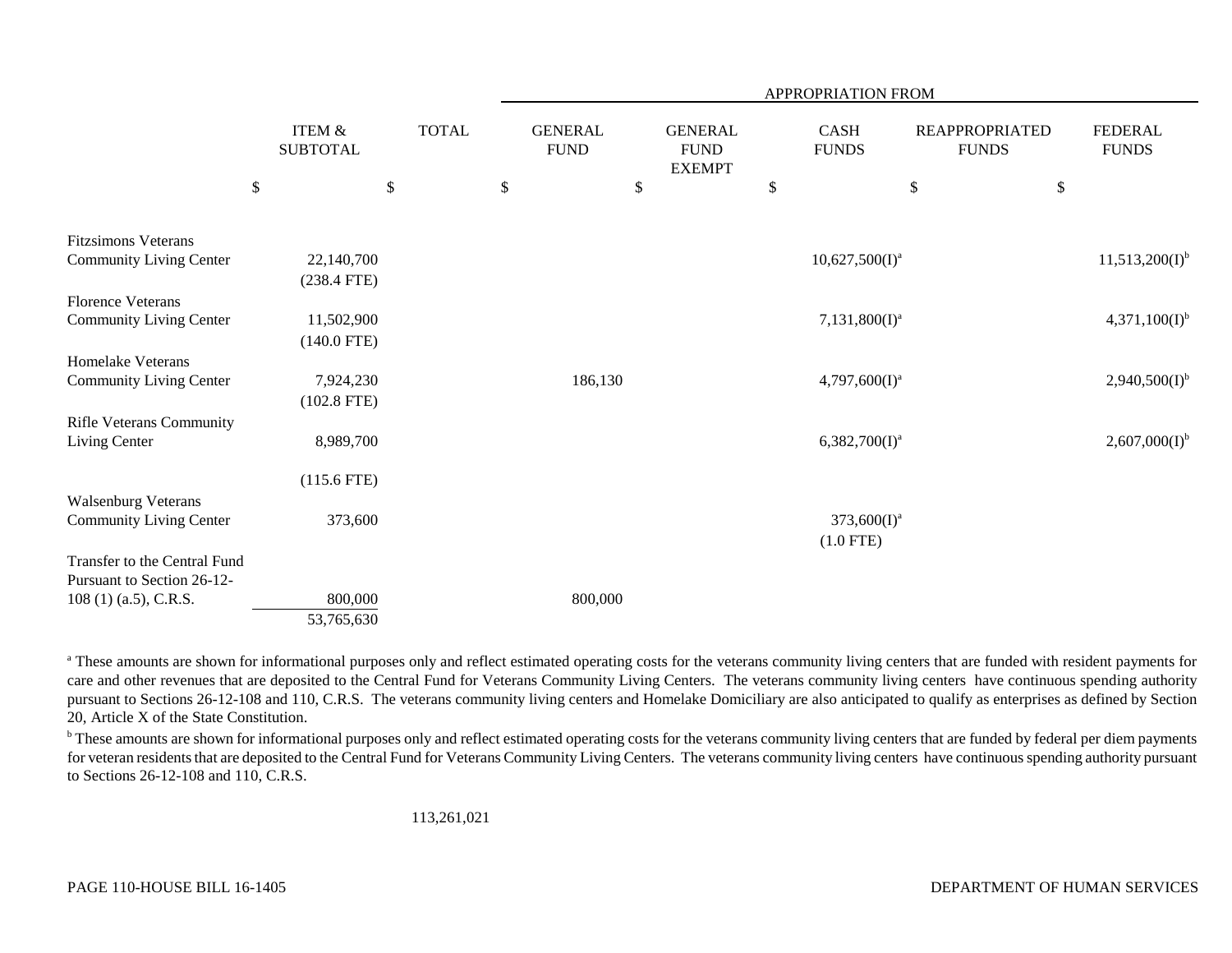| | ITEM & SUBTOTAL | TOTAL | APPROPRIATION FROM | | | | |
|---|---|---|---|---|---|---|---|
| | | | GENERAL FUND | GENERAL FUND EXEMPT | CASH FUNDS | REAPPROPRIATED FUNDS | FEDERAL FUNDS |
| | $ | $ | $ | $ | $ | $ | $ |
| Fitzsimons Veterans Community Living Center | 22,140,700 (238.4 FTE) | | | | 10,627,500(I)[a] | | 11,513,200(I)[b] |
| Florence Veterans Community Living Center | 11,502,900 (140.0 FTE) | | | | 7,131,800(I)[a] | | 4,371,100(I)[b] |
| Homelake Veterans Community Living Center | 7,924,230 (102.8 FTE) | | 186,130 | | 4,797,600(I)[a] | | 2,940,500(I)[b] |
| Rifle Veterans Community Living Center | 8,989,700 (115.6 FTE) | | | | 6,382,700(I)[a] | | 2,607,000(I)[b] |
| Walsenburg Veterans Community Living Center | 373,600 | | | | 373,600(I)[a] (1.0 FTE) | | |
| Transfer to the Central Fund Pursuant to Section 26-12-108 (1) (a.5), C.R.S. | 800,000 | | 800,000 | | | | |
| | 53,765,630 | | | | | | |

[a] These amounts are shown for informational purposes only and reflect estimated operating costs for the veterans community living centers that are funded with resident payments for care and other revenues that are deposited to the Central Fund for Veterans Community Living Centers. The veterans community living centers have continuous spending authority pursuant to Sections 26-12-108 and 110, C.R.S. The veterans community living centers and Homelake Domiciliary are also anticipated to qualify as enterprises as defined by Section 20, Article X of the State Constitution.

[b] These amounts are shown for informational purposes only and reflect estimated operating costs for the veterans community living centers that are funded by federal per diem payments for veteran residents that are deposited to the Central Fund for Veterans Community Living Centers. The veterans community living centers have continuous spending authority pursuant to Sections 26-12-108 and 110, C.R.S.

113,261,021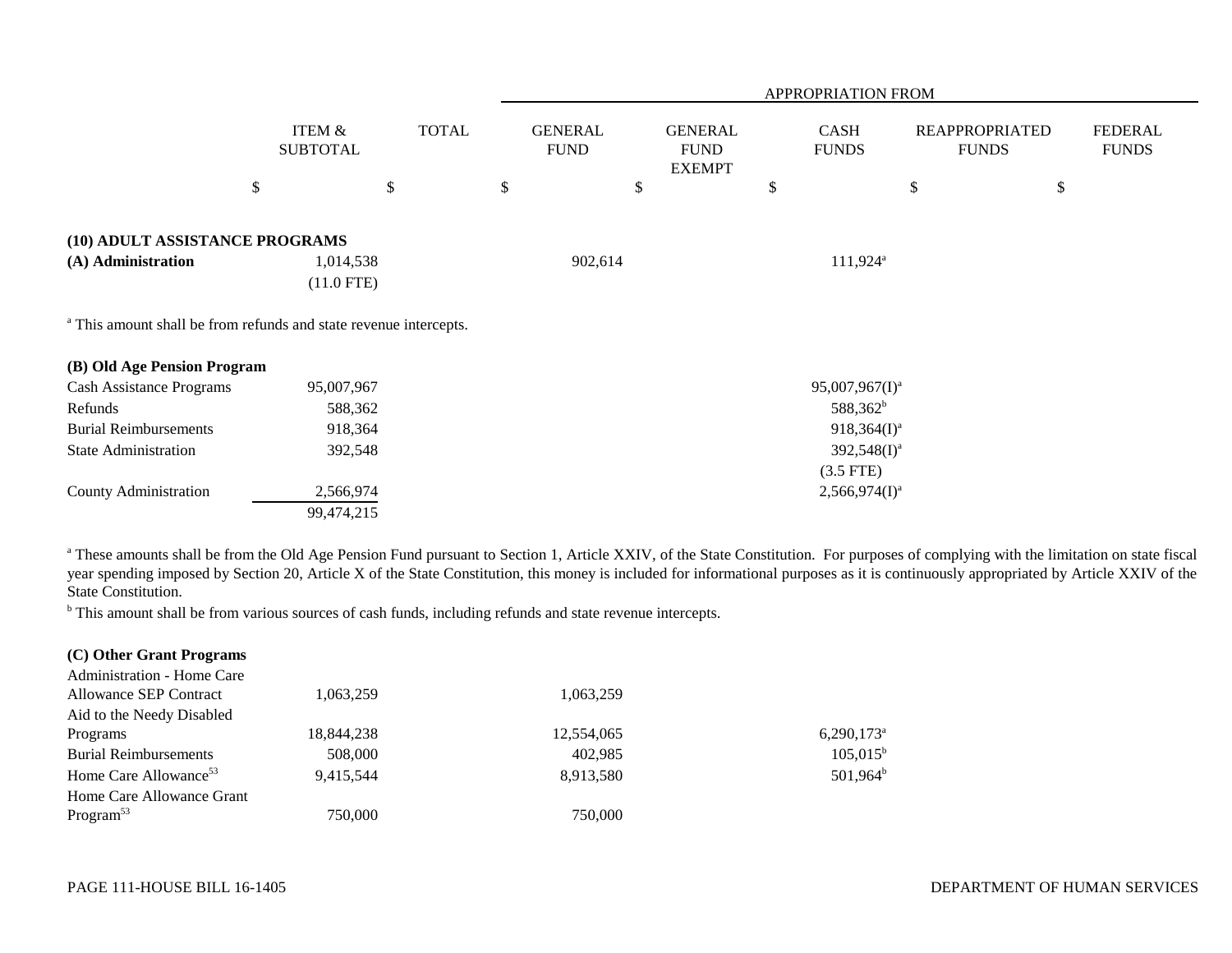| | ITEM & SUBTOTAL | TOTAL | APPROPRIATION FROM GENERAL FUND | GENERAL FUND EXEMPT | CASH FUNDS | REAPPROPRIATED FUNDS | FEDERAL FUNDS |
|---|---|---|---|---|---|---|---|
| | $ | $ | $ | $ | $ | $ | $ |
| **(10) ADULT ASSISTANCE PROGRAMS** | | | | | | | |
| **(A) Administration** | 1,014,538 | | 902,614 | | 111,924[a] | | |
| | (11.0 FTE) | | | | | | |

[a] This amount shall be from refunds and state revenue intercepts.

| | ITEM & SUBTOTAL | TOTAL | GENERAL FUND | GENERAL FUND EXEMPT | CASH FUNDS | REAPPROPRIATED FUNDS | FEDERAL FUNDS |
|---|---|---|---|---|---|---|---|
| **(B) Old Age Pension Program** | | | | | | | |
| Cash Assistance Programs | 95,007,967 | | | | 95,007,967(I)[a] | | |
| Refunds | 588,362 | | | | 588,362[b] | | |
| Burial Reimbursements | 918,364 | | | | 918,364(I)[a] | | |
| State Administration | 392,548 | | | | 392,548(I)[a] | | |
| | | | | | (3.5 FTE) | | |
| County Administration | 2,566,974 | | | | 2,566,974(I)[a] | | |
| | 99,474,215 | | | | | | |

[a] These amounts shall be from the Old Age Pension Fund pursuant to Section 1, Article XXIV, of the State Constitution. For purposes of complying with the limitation on state fiscal year spending imposed by Section 20, Article X of the State Constitution, this money is included for informational purposes as it is continuously appropriated by Article XXIV of the State Constitution.

[b] This amount shall be from various sources of cash funds, including refunds and state revenue intercepts.

| | ITEM & SUBTOTAL | TOTAL | GENERAL FUND | GENERAL FUND EXEMPT | CASH FUNDS | REAPPROPRIATED FUNDS | FEDERAL FUNDS |
|---|---|---|---|---|---|---|---|
| **(C) Other Grant Programs** | | | | | | | |
| Administration - Home Care Allowance SEP Contract | 1,063,259 | | 1,063,259 | | | | |
| Aid to the Needy Disabled Programs | 18,844,238 | | 12,554,065 | | 6,290,173[a] | | |
| Burial Reimbursements | 508,000 | | 402,985 | | 105,015[b] | | |
| Home Care Allowance[53] | 9,415,544 | | 8,913,580 | | 501,964[b] | | |
| Home Care Allowance Grant Program[53] | 750,000 | | 750,000 | | | | |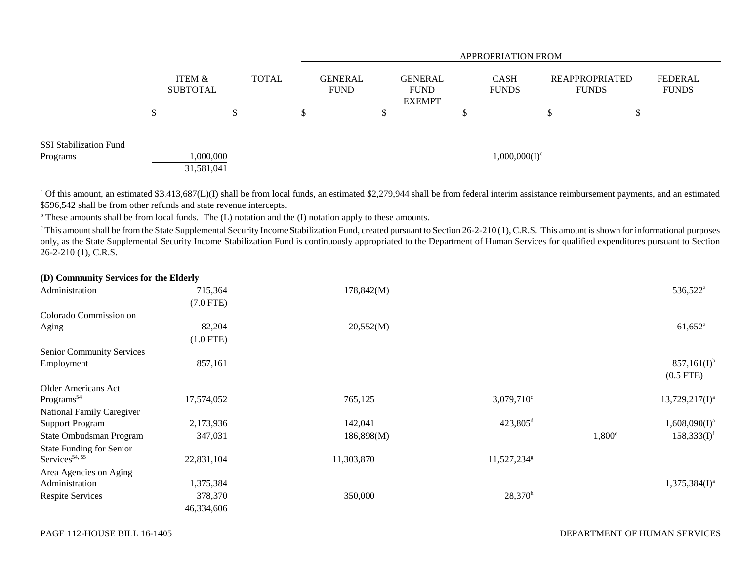| | ITEM & SUBTOTAL | TOTAL | APPROPRIATION FROM GENERAL FUND | GENERAL FUND EXEMPT | CASH FUNDS | REAPPROPRIATED FUNDS | FEDERAL FUNDS |
|---|---|---|---|---|---|---|---|
| | $ | $ | $ | $ | $ | $ | $ |
| SSI Stabilization Fund Programs | 1,000,000 | | | | 1,000,000(I)[c] | | |
| | 31,581,041 | | | | | | |

[a] Of this amount, an estimated $3,413,687(L)(I) shall be from local funds, an estimated $2,279,944 shall be from federal interim assistance reimbursement payments, and an estimated $596,542 shall be from other refunds and state revenue intercepts.

[b] These amounts shall be from local funds. The (L) notation and the (I) notation apply to these amounts.

[c] This amount shall be from the State Supplemental Security Income Stabilization Fund, created pursuant to Section 26-2-210 (1), C.R.S. This amount is shown for informational purposes only, as the State Supplemental Security Income Stabilization Fund is continuously appropriated to the Department of Human Services for qualified expenditures pursuant to Section 26-2-210 (1), C.R.S.

**(D) Community Services for the Elderly**

| | ITEM & SUBTOTAL | TOTAL | GENERAL FUND | GENERAL FUND EXEMPT | CASH FUNDS | REAPPROPRIATED FUNDS | FEDERAL FUNDS |
|---|---|---|---|---|---|---|---|
| Administration | 715,364 | | 178,842(M) | | | | 536,522[a] |
| | (7.0 FTE) | | | | | | |
| Colorado Commission on Aging | 82,204 | | 20,552(M) | | | | 61,652[a] |
| | (1.0 FTE) | | | | | | |
| Senior Community Services Employment | 857,161 | | | | | | 857,161(I)[b] |
| | | | | | | | (0.5 FTE) |
| Older Americans Act Programs[54] | 17,574,052 | | 765,125 | | 3,079,710[c] | | 13,729,217(I)[a] |
| National Family Caregiver Support Program | 2,173,936 | | 142,041 | | 423,805[d] | | 1,608,090(I)[a] |
| State Ombudsman Program | 347,031 | | 186,898(M) | | | 1,800[e] | 158,333(I)[f] |
| State Funding for Senior Services[54, 55] | 22,831,104 | | 11,303,870 | | 11,527,234[g] | | |
| Area Agencies on Aging Administration | 1,375,384 | | | | | | 1,375,384(I)[a] |
| Respite Services | 378,370 | | 350,000 | | 28,370[h] | | |
| | 46,334,606 | | | | | | |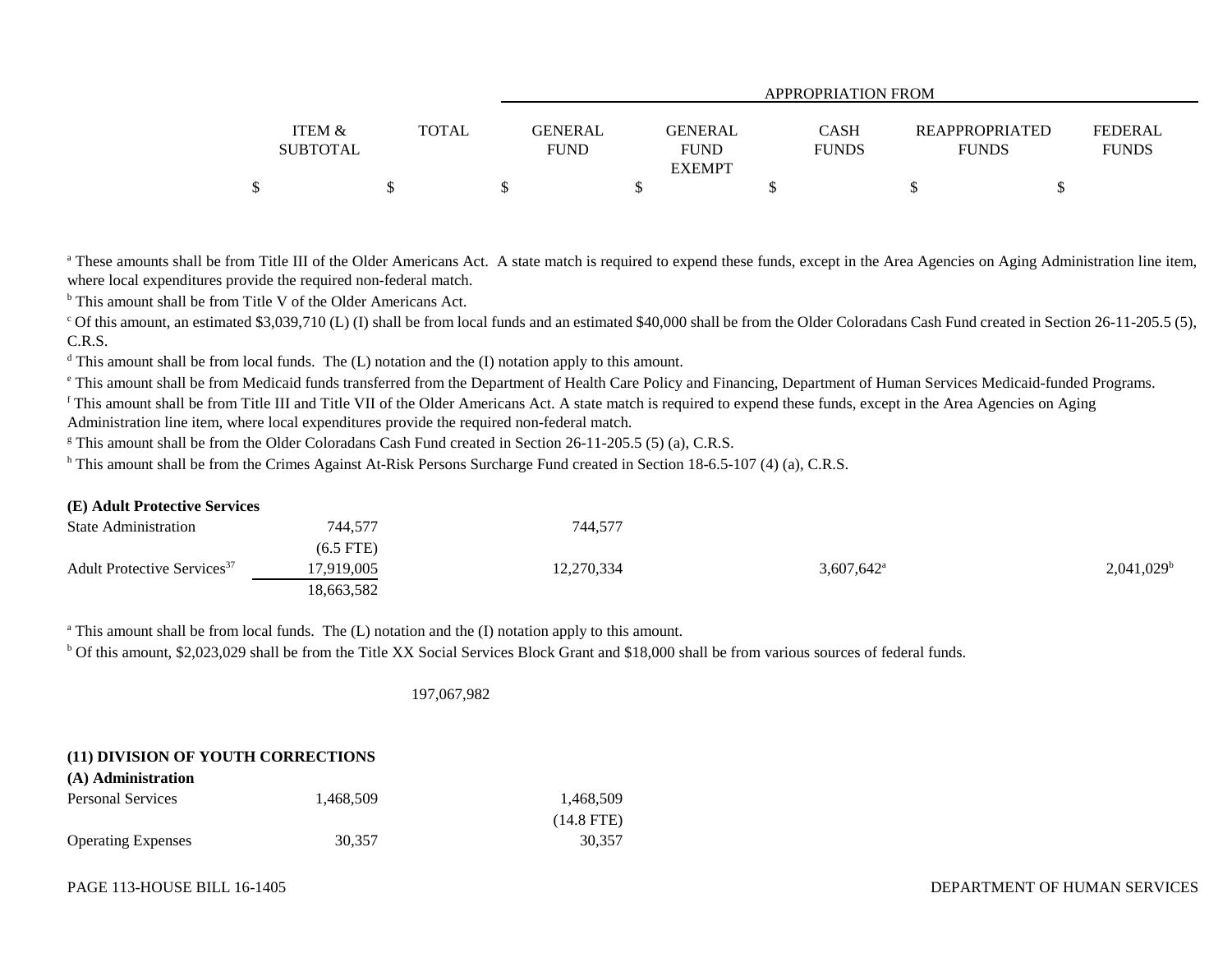| | ITEM & SUBTOTAL | TOTAL | GENERAL FUND | GENERAL FUND EXEMPT | CASH FUNDS | REAPPROPRIATED FUNDS | FEDERAL FUNDS |
|---|---|---|---|---|---|---|---|
| | | | APPROPRIATION FROM | | | | |
| | $ | $ | $ | $ | $ | $ | $ |

[a] These amounts shall be from Title III of the Older Americans Act. A state match is required to expend these funds, except in the Area Agencies on Aging Administration line item, where local expenditures provide the required non-federal match.

[b] This amount shall be from Title V of the Older Americans Act.

[c] Of this amount, an estimated $3,039,710 (L) (I) shall be from local funds and an estimated $40,000 shall be from the Older Coloradans Cash Fund created in Section 26-11-205.5 (5), C.R.S.

[d] This amount shall be from local funds. The (L) notation and the (I) notation apply to this amount.

[e] This amount shall be from Medicaid funds transferred from the Department of Health Care Policy and Financing, Department of Human Services Medicaid-funded Programs.

[f] This amount shall be from Title III and Title VII of the Older Americans Act. A state match is required to expend these funds, except in the Area Agencies on Aging Administration line item, where local expenditures provide the required non-federal match.

[g] This amount shall be from the Older Coloradans Cash Fund created in Section 26-11-205.5 (5) (a), C.R.S.

[h] This amount shall be from the Crimes Against At-Risk Persons Surcharge Fund created in Section 18-6.5-107 (4) (a), C.R.S.

**(E) Adult Protective Services**

| | ITEM & SUBTOTAL | TOTAL | GENERAL FUND | GENERAL FUND EXEMPT | CASH FUNDS | REAPPROPRIATED FUNDS | FEDERAL FUNDS |
|---|---|---|---|---|---|---|---|
| State Administration | 744,577 (6.5 FTE) | | 744,577 | | | | |
| Adult Protective Services[37] | 17,919,005 | | 12,270,334 | | 3,607,642[a] | | 2,041,029[b] |
| | 18,663,582 | | | | | | |

[a] This amount shall be from local funds. The (L) notation and the (I) notation apply to this amount.

[b] Of this amount, $2,023,029 shall be from the Title XX Social Services Block Grant and $18,000 shall be from various sources of federal funds.

| | ITEM & SUBTOTAL | TOTAL | GENERAL FUND | GENERAL FUND EXEMPT | CASH FUNDS | REAPPROPRIATED FUNDS | FEDERAL FUNDS |
|---|---|---|---|---|---|---|---|
| | | 197,067,982 | | | | | |

**(11) DIVISION OF YOUTH CORRECTIONS**

**(A) Administration**

| | ITEM & SUBTOTAL | TOTAL | GENERAL FUND | GENERAL FUND EXEMPT | CASH FUNDS | REAPPROPRIATED FUNDS | FEDERAL FUNDS |
|---|---|---|---|---|---|---|---|
| Personal Services | 1,468,509 | | 1,468,509 (14.8 FTE) | | | | |
| Operating Expenses | 30,357 | | 30,357 | | | | |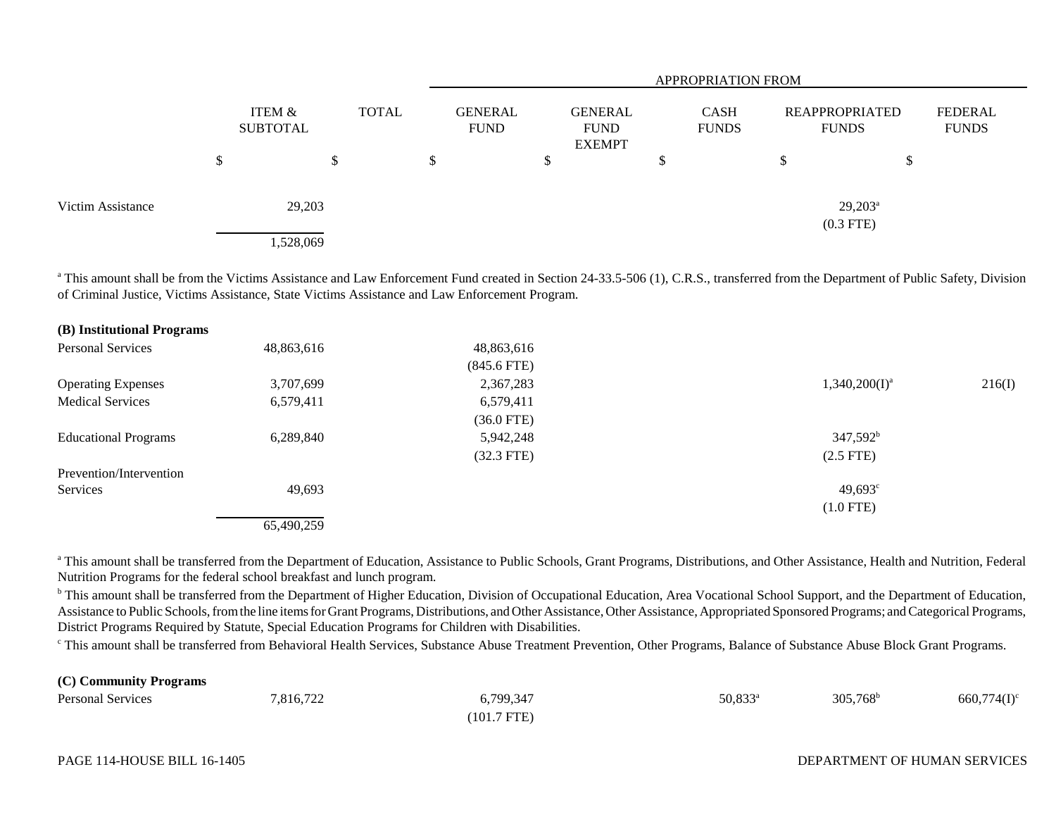| | ITEM & SUBTOTAL | TOTAL | APPROPRIATION FROM GENERAL FUND | GENERAL FUND EXEMPT | CASH FUNDS | REAPPROPRIATED FUNDS | FEDERAL FUNDS |
|---|---|---|---|---|---|---|---|
| | $ | $ | $ | $ | $ | $ | $ |
| Victim Assistance | 29,203 | | | | | 29,203[a] (0.3 FTE) | |
| | 1,528,069 | | | | | | |

[a] This amount shall be from the Victims Assistance and Law Enforcement Fund created in Section 24-33.5-506 (1), C.R.S., transferred from the Department of Public Safety, Division of Criminal Justice, Victims Assistance, State Victims Assistance and Law Enforcement Program.

| | ITEM & SUBTOTAL | TOTAL | GENERAL FUND | GENERAL FUND EXEMPT | CASH FUNDS | REAPPROPRIATED FUNDS | FEDERAL FUNDS |
|---|---|---|---|---|---|---|---|
| **(B) Institutional Programs** | | | | | | | |
| Personal Services | 48,863,616 | | 48,863,616 (845.6 FTE) | | | | |
| Operating Expenses | 3,707,699 | | 2,367,283 | | | 1,340,200(I)[a] | 216(I) |
| Medical Services | 6,579,411 | | 6,579,411 (36.0 FTE) | | | | |
| Educational Programs | 6,289,840 | | 5,942,248 (32.3 FTE) | | | 347,592[b] (2.5 FTE) | |
| Prevention/Intervention Services | 49,693 | | | | | 49,693[c] (1.0 FTE) | |
| | 65,490,259 | | | | | | |

[a] This amount shall be transferred from the Department of Education, Assistance to Public Schools, Grant Programs, Distributions, and Other Assistance, Health and Nutrition, Federal Nutrition Programs for the federal school breakfast and lunch program.

[b] This amount shall be transferred from the Department of Higher Education, Division of Occupational Education, Area Vocational School Support, and the Department of Education, Assistance to Public Schools, from the line items for Grant Programs, Distributions, and Other Assistance, Other Assistance, Appropriated Sponsored Programs; and Categorical Programs, District Programs Required by Statute, Special Education Programs for Children with Disabilities.

[c] This amount shall be transferred from Behavioral Health Services, Substance Abuse Treatment Prevention, Other Programs, Balance of Substance Abuse Block Grant Programs.

| | ITEM & SUBTOTAL | TOTAL | GENERAL FUND | GENERAL FUND EXEMPT | CASH FUNDS | REAPPROPRIATED FUNDS | FEDERAL FUNDS |
|---|---|---|---|---|---|---|---|
| **(C) Community Programs** | | | | | | | |
| Personal Services | 7,816,722 | | 6,799,347 (101.7 FTE) | | 50,833[a] | 305,768[b] | 660,774(I)[c] |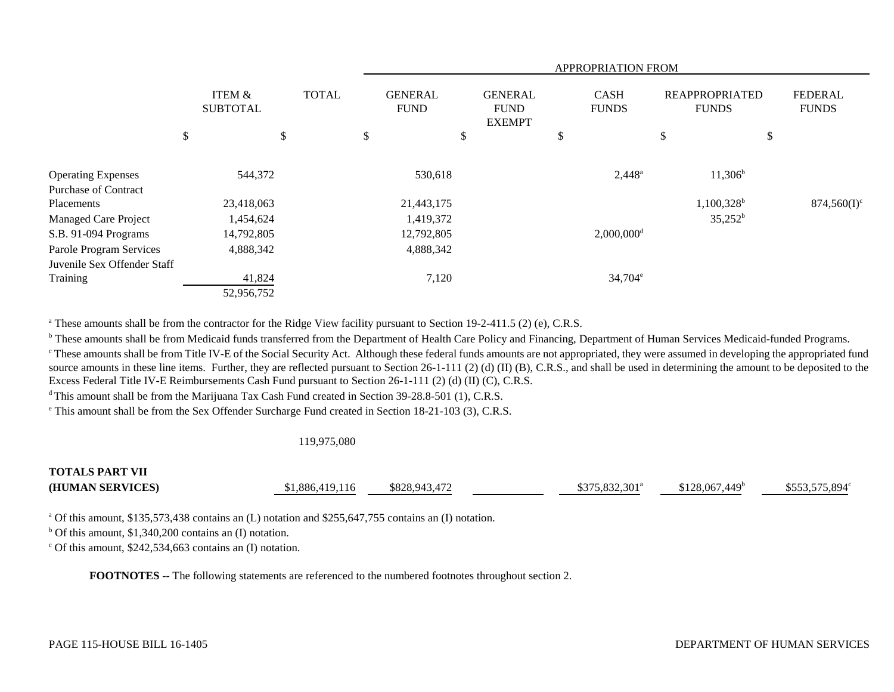| | ITEM & SUBTOTAL | TOTAL | APPROPRIATION FROM | | | | |
|---|---|---|---|---|---|---|---|
| | | | GENERAL FUND | GENERAL FUND EXEMPT | CASH FUNDS | REAPPROPRIATED FUNDS | FEDERAL FUNDS |
| | $ | $ | $ | $ | $ | $ | $ |
| Operating Expenses | 544,372 | | 530,618 | | 2,448[a] | 11,306[b] | |
| Purchase of Contract Placements | 23,418,063 | | 21,443,175 | | | 1,100,328[b] | 874,560(I)[c] |
| Managed Care Project | 1,454,624 | | 1,419,372 | | | 35,252[b] | |
| S.B. 91-094 Programs | 14,792,805 | | 12,792,805 | | 2,000,000[d] | | |
| Parole Program Services | 4,888,342 | | 4,888,342 | | | | |
| Juvenile Sex Offender Staff Training | 41,824 | | 7,120 | | 34,704[e] | | |
| | 52,956,752 | | | | | | |

[a] These amounts shall be from the contractor for the Ridge View facility pursuant to Section 19-2-411.5 (2) (e), C.R.S.

[b] These amounts shall be from Medicaid funds transferred from the Department of Health Care Policy and Financing, Department of Human Services Medicaid-funded Programs.

[c] These amounts shall be from Title IV-E of the Social Security Act. Although these federal funds amounts are not appropriated, they were assumed in developing the appropriated fund source amounts in these line items. Further, they are reflected pursuant to Section 26-1-111 (2) (d) (II) (B), C.R.S., and shall be used in determining the amount to be deposited to the Excess Federal Title IV-E Reimbursements Cash Fund pursuant to Section 26-1-111 (2) (d) (II) (C), C.R.S.

[d] This amount shall be from the Marijuana Tax Cash Fund created in Section 39-28.8-501 (1), C.R.S.

[e] This amount shall be from the Sex Offender Surcharge Fund created in Section 18-21-103 (3), C.R.S.

| | ITEM & SUBTOTAL | TOTAL | GENERAL FUND | GENERAL FUND EXEMPT | CASH FUNDS | REAPPROPRIATED FUNDS | FEDERAL FUNDS |
|---|---|---|---|---|---|---|---|
| | | 119,975,080 | | | | | |
| **TOTALS PART VII (HUMAN SERVICES)** | | $1,886,419,116 | $828,943,472 | | $375,832,301[a] | $128,067,449[b] | $553,575,894[c] |

[a] Of this amount, $135,573,438 contains an (L) notation and $255,647,755 contains an (I) notation.

[b] Of this amount, $1,340,200 contains an (I) notation.

[c] Of this amount, $242,534,663 contains an (I) notation.

**FOOTNOTES** -- The following statements are referenced to the numbered footnotes throughout section 2.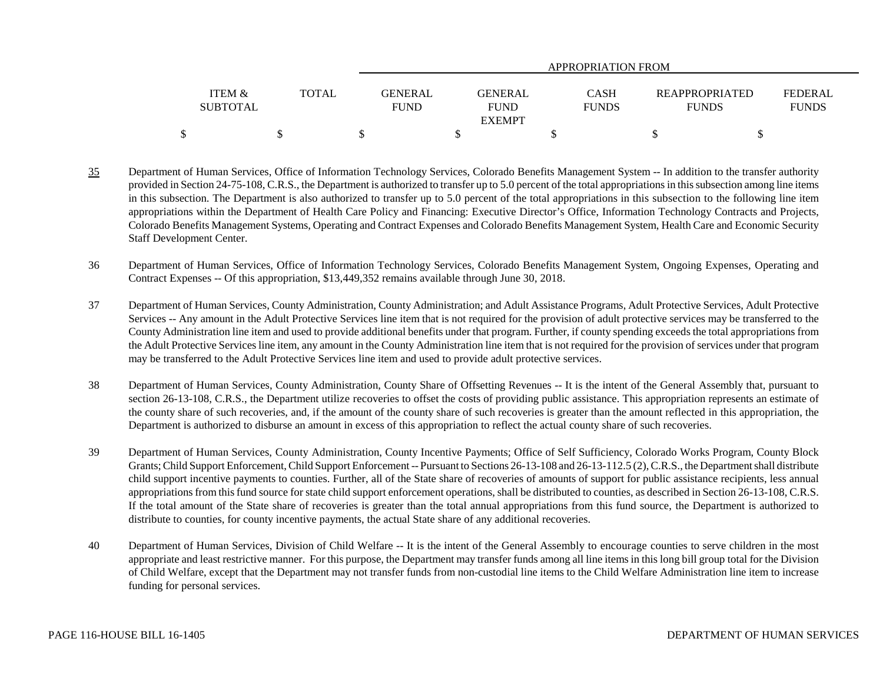| | ITEM & SUBTOTAL | TOTAL | APPROPRIATION FROM | | | | |
|---|---|---|---|---|---|---|---|
| | | | GENERAL FUND | GENERAL FUND EXEMPT | CASH FUNDS | REAPPROPRIATED FUNDS | FEDERAL FUNDS |
| | $ | $ | $ | $ | $ | $ | $ |

35 Department of Human Services, Office of Information Technology Services, Colorado Benefits Management System -- In addition to the transfer authority provided in Section 24-75-108, C.R.S., the Department is authorized to transfer up to 5.0 percent of the total appropriations in this subsection among line items in this subsection. The Department is also authorized to transfer up to 5.0 percent of the total appropriations in this subsection to the following line item appropriations within the Department of Health Care Policy and Financing: Executive Director's Office, Information Technology Contracts and Projects, Colorado Benefits Management Systems, Operating and Contract Expenses and Colorado Benefits Management System, Health Care and Economic Security Staff Development Center.

36 Department of Human Services, Office of Information Technology Services, Colorado Benefits Management System, Ongoing Expenses, Operating and Contract Expenses -- Of this appropriation, $13,449,352 remains available through June 30, 2018.

37 Department of Human Services, County Administration, County Administration; and Adult Assistance Programs, Adult Protective Services, Adult Protective Services -- Any amount in the Adult Protective Services line item that is not required for the provision of adult protective services may be transferred to the County Administration line item and used to provide additional benefits under that program. Further, if county spending exceeds the total appropriations from the Adult Protective Services line item, any amount in the County Administration line item that is not required for the provision of services under that program may be transferred to the Adult Protective Services line item and used to provide adult protective services.

38 Department of Human Services, County Administration, County Share of Offsetting Revenues -- It is the intent of the General Assembly that, pursuant to section 26-13-108, C.R.S., the Department utilize recoveries to offset the costs of providing public assistance. This appropriation represents an estimate of the county share of such recoveries, and, if the amount of the county share of such recoveries is greater than the amount reflected in this appropriation, the Department is authorized to disburse an amount in excess of this appropriation to reflect the actual county share of such recoveries.

39 Department of Human Services, County Administration, County Incentive Payments; Office of Self Sufficiency, Colorado Works Program, County Block Grants; Child Support Enforcement, Child Support Enforcement -- Pursuant to Sections 26-13-108 and 26-13-112.5 (2), C.R.S., the Department shall distribute child support incentive payments to counties. Further, all of the State share of recoveries of amounts of support for public assistance recipients, less annual appropriations from this fund source for state child support enforcement operations, shall be distributed to counties, as described in Section 26-13-108, C.R.S. If the total amount of the State share of recoveries is greater than the total annual appropriations from this fund source, the Department is authorized to distribute to counties, for county incentive payments, the actual State share of any additional recoveries.

40 Department of Human Services, Division of Child Welfare -- It is the intent of the General Assembly to encourage counties to serve children in the most appropriate and least restrictive manner. For this purpose, the Department may transfer funds among all line items in this long bill group total for the Division of Child Welfare, except that the Department may not transfer funds from non-custodial line items to the Child Welfare Administration line item to increase funding for personal services.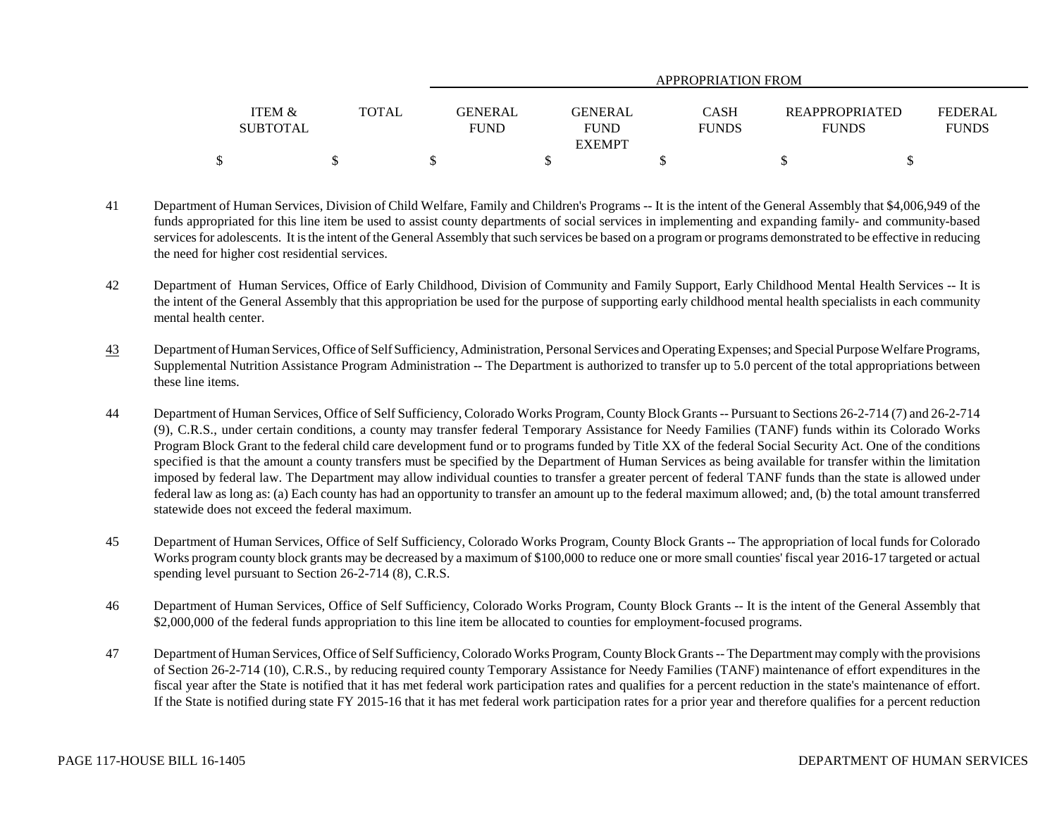| ITEM & SUBTOTAL | TOTAL | APPROPRIATION FROM GENERAL FUND | GENERAL FUND EXEMPT | CASH FUNDS | REAPPROPRIATED FUNDS | FEDERAL FUNDS |
|---|---|---|---|---|---|---|
| $ | $ | $ | $ | $ | $ | $ |

41 Department of Human Services, Division of Child Welfare, Family and Children's Programs -- It is the intent of the General Assembly that $4,006,949 of the funds appropriated for this line item be used to assist county departments of social services in implementing and expanding family- and community-based services for adolescents. It is the intent of the General Assembly that such services be based on a program or programs demonstrated to be effective in reducing the need for higher cost residential services.

42 Department of Human Services, Office of Early Childhood, Division of Community and Family Support, Early Childhood Mental Health Services -- It is the intent of the General Assembly that this appropriation be used for the purpose of supporting early childhood mental health specialists in each community mental health center.

43 Department of Human Services, Office of Self Sufficiency, Administration, Personal Services and Operating Expenses; and Special Purpose Welfare Programs, Supplemental Nutrition Assistance Program Administration -- The Department is authorized to transfer up to 5.0 percent of the total appropriations between these line items.

44 Department of Human Services, Office of Self Sufficiency, Colorado Works Program, County Block Grants -- Pursuant to Sections 26-2-714 (7) and 26-2-714 (9), C.R.S., under certain conditions, a county may transfer federal Temporary Assistance for Needy Families (TANF) funds within its Colorado Works Program Block Grant to the federal child care development fund or to programs funded by Title XX of the federal Social Security Act. One of the conditions specified is that the amount a county transfers must be specified by the Department of Human Services as being available for transfer within the limitation imposed by federal law. The Department may allow individual counties to transfer a greater percent of federal TANF funds than the state is allowed under federal law as long as: (a) Each county has had an opportunity to transfer an amount up to the federal maximum allowed; and, (b) the total amount transferred statewide does not exceed the federal maximum.

45 Department of Human Services, Office of Self Sufficiency, Colorado Works Program, County Block Grants -- The appropriation of local funds for Colorado Works program county block grants may be decreased by a maximum of $100,000 to reduce one or more small counties' fiscal year 2016-17 targeted or actual spending level pursuant to Section 26-2-714 (8), C.R.S.

46 Department of Human Services, Office of Self Sufficiency, Colorado Works Program, County Block Grants -- It is the intent of the General Assembly that $2,000,000 of the federal funds appropriation to this line item be allocated to counties for employment-focused programs.

47 Department of Human Services, Office of Self Sufficiency, Colorado Works Program, County Block Grants -- The Department may comply with the provisions of Section 26-2-714 (10), C.R.S., by reducing required county Temporary Assistance for Needy Families (TANF) maintenance of effort expenditures in the fiscal year after the State is notified that it has met federal work participation rates and qualifies for a percent reduction in the state's maintenance of effort. If the State is notified during state FY 2015-16 that it has met federal work participation rates for a prior year and therefore qualifies for a percent reduction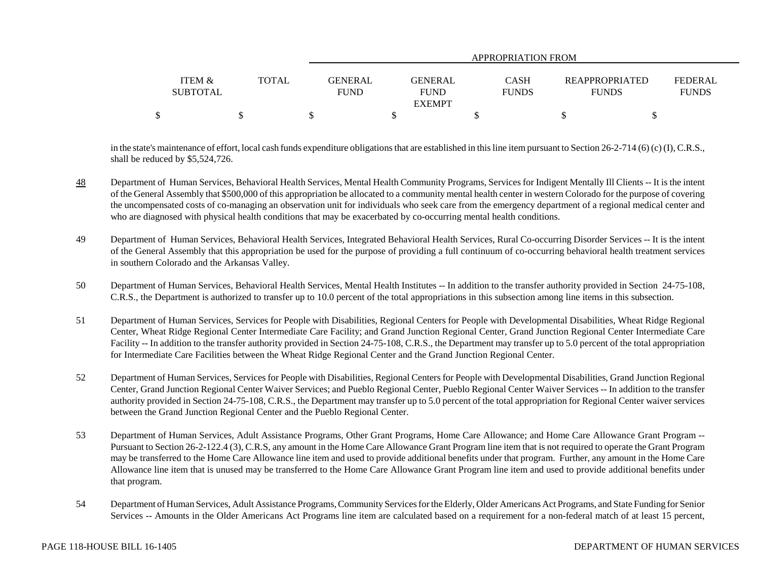| ITEM & SUBTOTAL | TOTAL | APPROPRIATION FROM GENERAL FUND | GENERAL FUND EXEMPT | CASH FUNDS | REAPPROPRIATED FUNDS | FEDERAL FUNDS |
|---|---|---|---|---|---|---|
| $ | $ | $ | $ | $ | $ | $ |

in the state's maintenance of effort, local cash funds expenditure obligations that are established in this line item pursuant to Section 26-2-714 (6) (c) (I), C.R.S., shall be reduced by $5,524,726.

48 Department of Human Services, Behavioral Health Services, Mental Health Community Programs, Services for Indigent Mentally Ill Clients -- It is the intent of the General Assembly that $500,000 of this appropriation be allocated to a community mental health center in western Colorado for the purpose of covering the uncompensated costs of co-managing an observation unit for individuals who seek care from the emergency department of a regional medical center and who are diagnosed with physical health conditions that may be exacerbated by co-occurring mental health conditions.

49 Department of Human Services, Behavioral Health Services, Integrated Behavioral Health Services, Rural Co-occurring Disorder Services -- It is the intent of the General Assembly that this appropriation be used for the purpose of providing a full continuum of co-occurring behavioral health treatment services in southern Colorado and the Arkansas Valley.

50 Department of Human Services, Behavioral Health Services, Mental Health Institutes -- In addition to the transfer authority provided in Section 24-75-108, C.R.S., the Department is authorized to transfer up to 10.0 percent of the total appropriations in this subsection among line items in this subsection.

51 Department of Human Services, Services for People with Disabilities, Regional Centers for People with Developmental Disabilities, Wheat Ridge Regional Center, Wheat Ridge Regional Center Intermediate Care Facility; and Grand Junction Regional Center, Grand Junction Regional Center Intermediate Care Facility -- In addition to the transfer authority provided in Section 24-75-108, C.R.S., the Department may transfer up to 5.0 percent of the total appropriation for Intermediate Care Facilities between the Wheat Ridge Regional Center and the Grand Junction Regional Center.

52 Department of Human Services, Services for People with Disabilities, Regional Centers for People with Developmental Disabilities, Grand Junction Regional Center, Grand Junction Regional Center Waiver Services; and Pueblo Regional Center, Pueblo Regional Center Waiver Services -- In addition to the transfer authority provided in Section 24-75-108, C.R.S., the Department may transfer up to 5.0 percent of the total appropriation for Regional Center waiver services between the Grand Junction Regional Center and the Pueblo Regional Center.

53 Department of Human Services, Adult Assistance Programs, Other Grant Programs, Home Care Allowance; and Home Care Allowance Grant Program -- Pursuant to Section 26-2-122.4 (3), C.R.S, any amount in the Home Care Allowance Grant Program line item that is not required to operate the Grant Program may be transferred to the Home Care Allowance line item and used to provide additional benefits under that program. Further, any amount in the Home Care Allowance line item that is unused may be transferred to the Home Care Allowance Grant Program line item and used to provide additional benefits under that program.

54 Department of Human Services, Adult Assistance Programs, Community Services for the Elderly, Older Americans Act Programs, and State Funding for Senior Services -- Amounts in the Older Americans Act Programs line item are calculated based on a requirement for a non-federal match of at least 15 percent,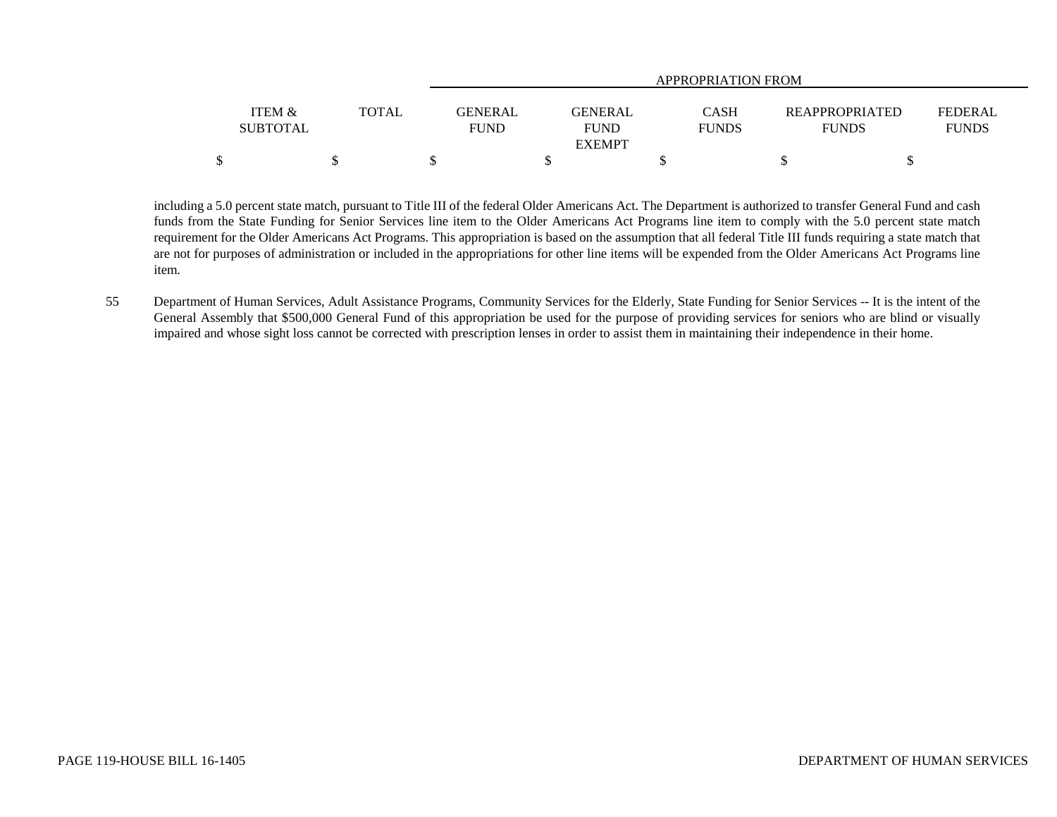| | | APPROPRIATION FROM | | | | |
|---|---|---|---|---|---|---|
| ITEM & SUBTOTAL | TOTAL | GENERAL FUND | GENERAL FUND EXEMPT | CASH FUNDS | REAPPROPRIATED FUNDS | FEDERAL FUNDS |
| $ | $ | $ | $ | $ | $ | $ |

including a 5.0 percent state match, pursuant to Title III of the federal Older Americans Act. The Department is authorized to transfer General Fund and cash funds from the State Funding for Senior Services line item to the Older Americans Act Programs line item to comply with the 5.0 percent state match requirement for the Older Americans Act Programs. This appropriation is based on the assumption that all federal Title III funds requiring a state match that are not for purposes of administration or included in the appropriations for other line items will be expended from the Older Americans Act Programs line item.

55 Department of Human Services, Adult Assistance Programs, Community Services for the Elderly, State Funding for Senior Services -- It is the intent of the General Assembly that $500,000 General Fund of this appropriation be used for the purpose of providing services for seniors who are blind or visually impaired and whose sight loss cannot be corrected with prescription lenses in order to assist them in maintaining their independence in their home.